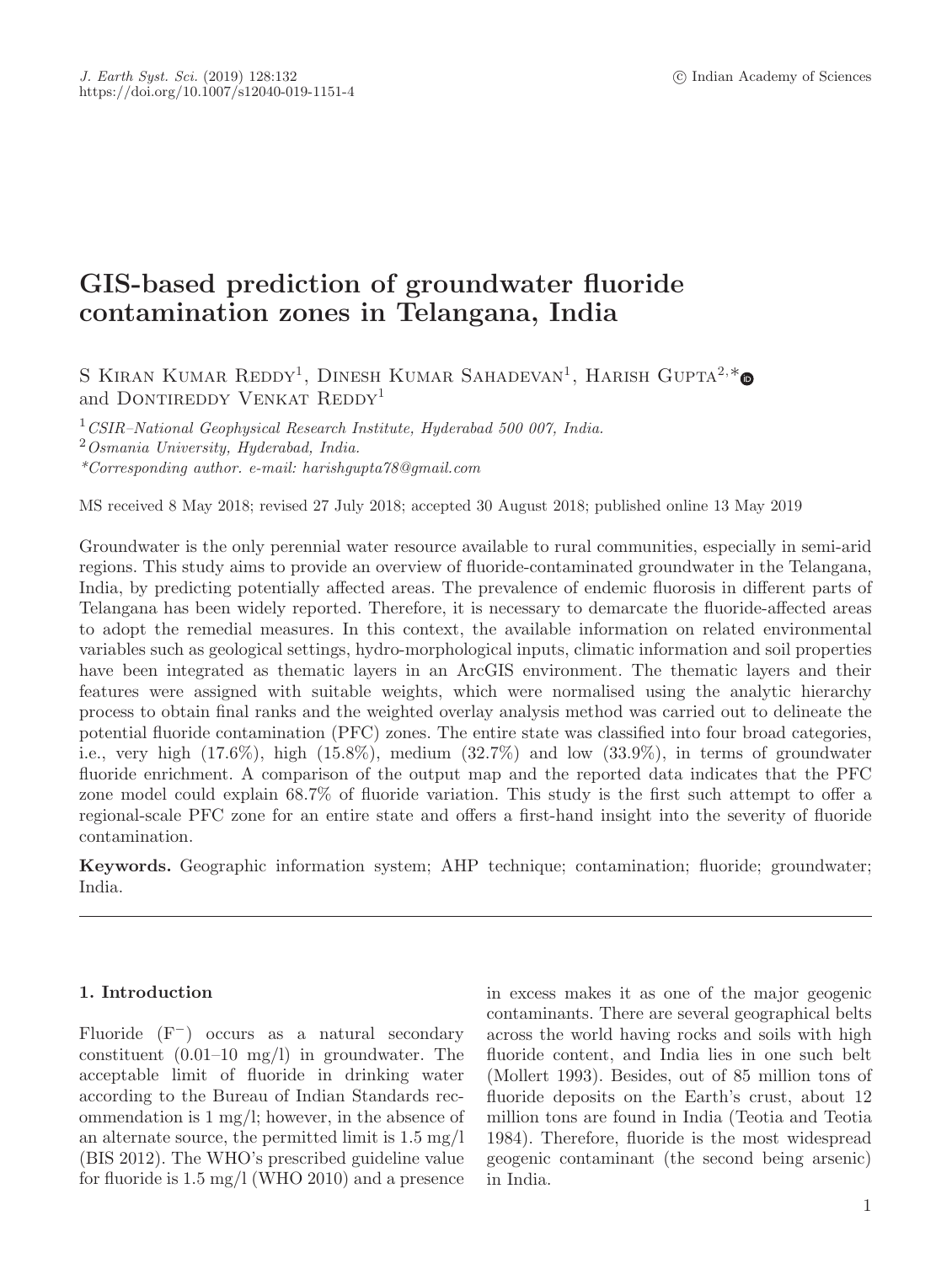# GIS-based prediction of groundwater fluoride contamination zones in Telangana, India

S Kiran Kumar Reddy[1], Dinesh Kumar Sahadevan[1], Harish Gupta[2,*] and Dontireddy Venkat Reddy[1]

[1] *CSIR–National Geophysical Research Institute, Hyderabad 500 007, India.*
[2] *Osmania University, Hyderabad, India.*
*Corresponding author. e-mail: harishgupta78@gmail.com*

MS received 8 May 2018; revised 27 July 2018; accepted 30 August 2018; published online 13 May 2019

Groundwater is the only perennial water resource available to rural communities, especially in semi-arid regions. This study aims to provide an overview of fluoride-contaminated groundwater in the Telangana, India, by predicting potentially affected areas. The prevalence of endemic fluorosis in different parts of Telangana has been widely reported. Therefore, it is necessary to demarcate the fluoride-affected areas to adopt the remedial measures. In this context, the available information on related environmental variables such as geological settings, hydro-morphological inputs, climatic information and soil properties have been integrated as thematic layers in an ArcGIS environment. The thematic layers and their features were assigned with suitable weights, which were normalised using the analytic hierarchy process to obtain final ranks and the weighted overlay analysis method was carried out to delineate the potential fluoride contamination (PFC) zones. The entire state was classified into four broad categories, i.e., very high (17.6%), high (15.8%), medium (32.7%) and low (33.9%), in terms of groundwater fluoride enrichment. A comparison of the output map and the reported data indicates that the PFC zone model could explain 68.7% of fluoride variation. This study is the first such attempt to offer a regional-scale PFC zone for an entire state and offers a first-hand insight into the severity of fluoride contamination.

**Keywords.** Geographic information system; AHP technique; contamination; fluoride; groundwater; India.

## 1. Introduction

Fluoride ($F^-$) occurs as a natural secondary constituent (0.01–10 mg/l) in groundwater. The acceptable limit of fluoride in drinking water according to the Bureau of Indian Standards recommendation is 1 mg/l; however, in the absence of an alternate source, the permitted limit is 1.5 mg/l (BIS 2012). The WHO's prescribed guideline value for fluoride is 1.5 mg/l (WHO 2010) and a presence in excess makes it as one of the major geogenic contaminants. There are several geographical belts across the world having rocks and soils with high fluoride content, and India lies in one such belt (Mollert 1993). Besides, out of 85 million tons of fluoride deposits on the Earth's crust, about 12 million tons are found in India (Teotia and Teotia 1984). Therefore, fluoride is the most widespread geogenic contaminant (the second being arsenic) in India.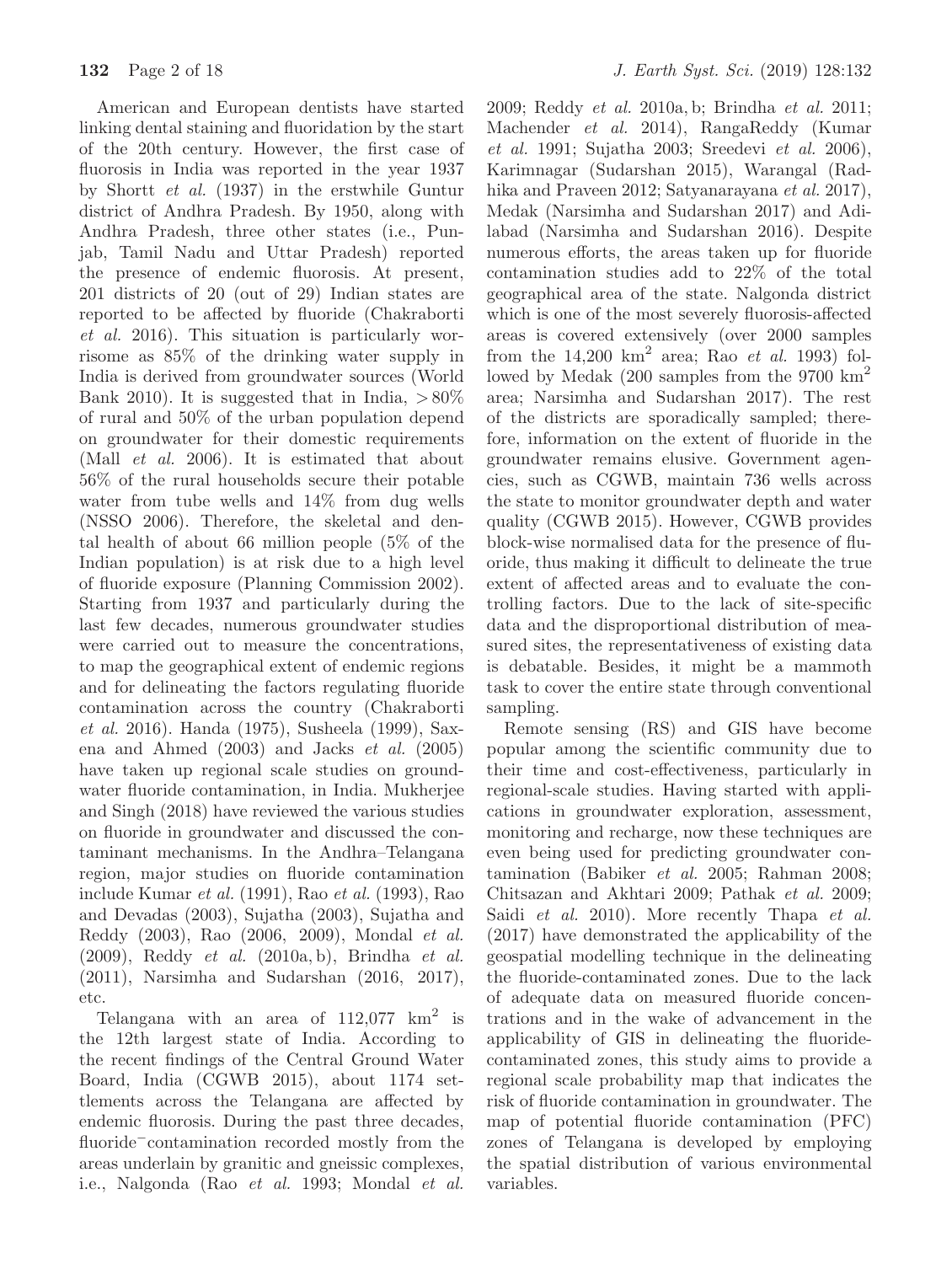American and European dentists have started linking dental staining and fluoridation by the start of the 20th century. However, the first case of fluorosis in India was reported in the year 1937 by Shortt *et al.* (1937) in the erstwhile Guntur district of Andhra Pradesh. By 1950, along with Andhra Pradesh, three other states (i.e., Punjab, Tamil Nadu and Uttar Pradesh) reported the presence of endemic fluorosis. At present, 201 districts of 20 (out of 29) Indian states are reported to be affected by fluoride (Chakraborti *et al.* 2016). This situation is particularly worrisome as 85% of the drinking water supply in India is derived from groundwater sources (World Bank 2010). It is suggested that in India, $>80\%$ of rural and 50% of the urban population depend on groundwater for their domestic requirements (Mall *et al.* 2006). It is estimated that about 56% of the rural households secure their potable water from tube wells and 14% from dug wells (NSSO 2006). Therefore, the skeletal and dental health of about 66 million people (5% of the Indian population) is at risk due to a high level of fluoride exposure (Planning Commission 2002). Starting from 1937 and particularly during the last few decades, numerous groundwater studies were carried out to measure the concentrations, to map the geographical extent of endemic regions and for delineating the factors regulating fluoride contamination across the country (Chakraborti *et al.* 2016). Handa (1975), Susheela (1999), Saxena and Ahmed (2003) and Jacks *et al.* (2005) have taken up regional scale studies on groundwater fluoride contamination, in India. Mukherjee and Singh (2018) have reviewed the various studies on fluoride in groundwater and discussed the contaminant mechanisms. In the Andhra–Telangana region, major studies on fluoride contamination include Kumar *et al.* (1991), Rao *et al.* (1993), Rao and Devadas (2003), Sujatha (2003), Sujatha and Reddy (2003), Rao (2006, 2009), Mondal *et al.* (2009), Reddy *et al.* (2010a, b), Brindha *et al.* (2011), Narsimha and Sudarshan (2016, 2017), etc.

Telangana with an area of 112,077 $km^2$ is the 12th largest state of India. According to the recent findings of the Central Ground Water Board, India (CGWB 2015), about 1174 settlements across the Telangana are affected by endemic fluorosis. During the past three decades, $fluoride^-$ contamination recorded mostly from the areas underlain by granitic and gneissic complexes, i.e., Nalgonda (Rao *et al.* 1993; Mondal *et al.* 2009; Reddy *et al.* 2010a, b; Brindha *et al.* 2011; Machender *et al.* 2014), RangaReddy (Kumar *et al.* 1991; Sujatha 2003; Sreedevi *et al.* 2006), Karimnagar (Sudarshan 2015), Warangal (Radhika and Praveen 2012; Satyanarayana *et al.* 2017), Medak (Narsimha and Sudarshan 2017) and Adilabad (Narsimha and Sudarshan 2016). Despite numerous efforts, the areas taken up for fluoride contamination studies add to 22% of the total geographical area of the state. Nalgonda district which is one of the most severely fluorosis-affected areas is covered extensively (over 2000 samples from the 14,200 $km^2$ area; Rao *et al.* 1993) followed by Medak (200 samples from the 9700 $km^2$ area; Narsimha and Sudarshan 2017). The rest of the districts are sporadically sampled; therefore, information on the extent of fluoride in the groundwater remains elusive. Government agencies, such as CGWB, maintain 736 wells across the state to monitor groundwater depth and water quality (CGWB 2015). However, CGWB provides block-wise normalised data for the presence of fluoride, thus making it difficult to delineate the true extent of affected areas and to evaluate the controlling factors. Due to the lack of site-specific data and the disproportional distribution of measured sites, the representativeness of existing data is debatable. Besides, it might be a mammoth task to cover the entire state through conventional sampling.

Remote sensing (RS) and GIS have become popular among the scientific community due to their time and cost-effectiveness, particularly in regional-scale studies. Having started with applications in groundwater exploration, assessment, monitoring and recharge, now these techniques are even being used for predicting groundwater contamination (Babiker *et al.* 2005; Rahman 2008; Chitsazan and Akhtari 2009; Pathak *et al.* 2009; Saidi *et al.* 2010). More recently Thapa *et al.* (2017) have demonstrated the applicability of the geospatial modelling technique in the delineating the fluoride-contaminated zones. Due to the lack of adequate data on measured fluoride concentrations and in the wake of advancement in the applicability of GIS in delineating the fluoride-contaminated zones, this study aims to provide a regional scale probability map that indicates the risk of fluoride contamination in groundwater. The map of potential fluoride contamination (PFC) zones of Telangana is developed by employing the spatial distribution of various environmental variables.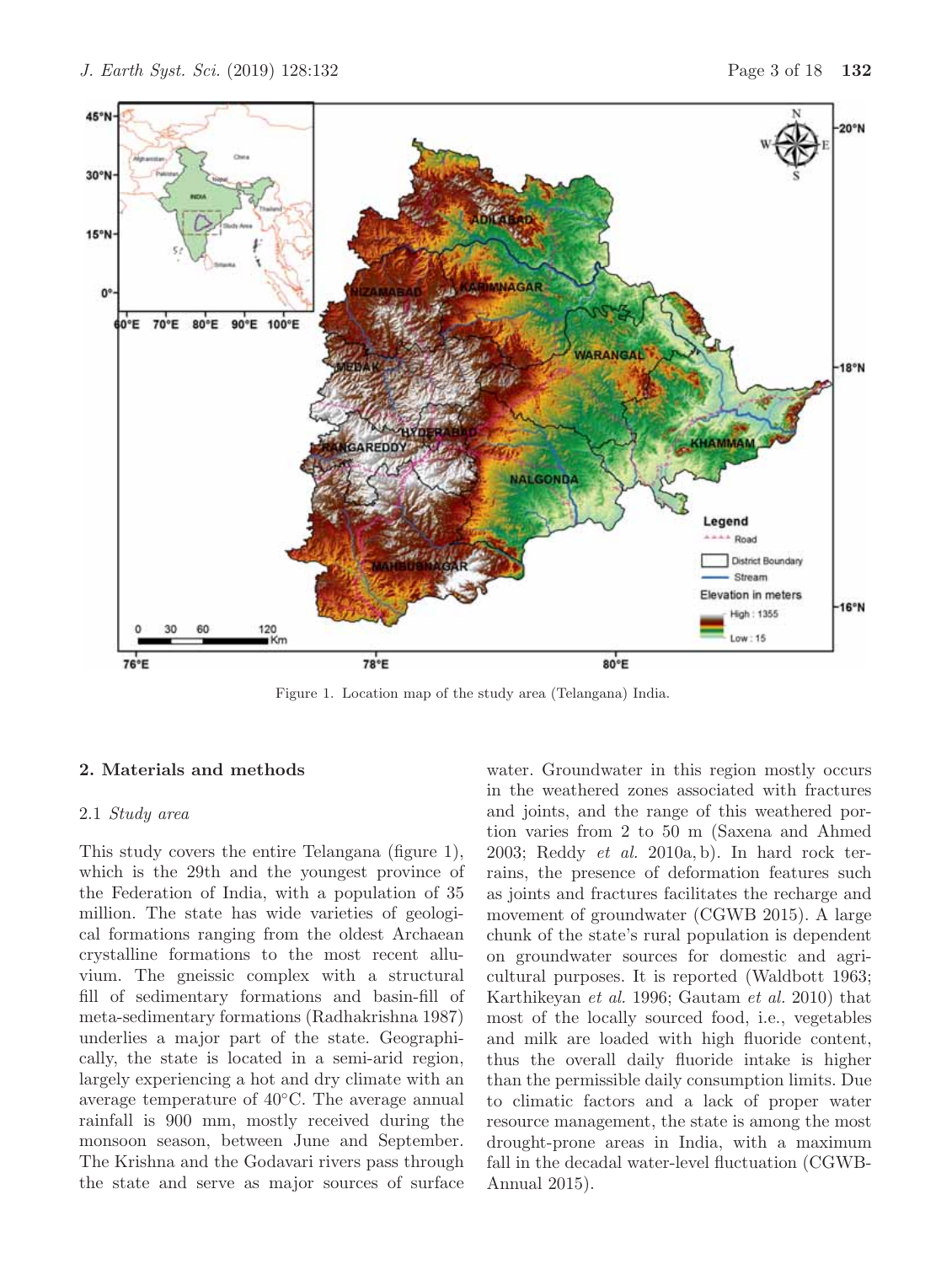Figure 1. Location map of the study area (Telangana) India.

## 2. Materials and methods

### 2.1 *Study area*

This study covers the entire Telangana (figure 1), which is the 29th and the youngest province of the Federation of India, with a population of 35 million. The state has wide varieties of geological formations ranging from the oldest Archaean crystalline formations to the most recent alluvium. The gneissic complex with a structural fill of sedimentary formations and basin-fill of meta-sedimentary formations (Radhakrishna 1987) underlies a major part of the state. Geographically, the state is located in a semi-arid region, largely experiencing a hot and dry climate with an average temperature of 40°C. The average annual rainfall is 900 mm, mostly received during the monsoon season, between June and September. The Krishna and the Godavari rivers pass through the state and serve as major sources of surface water. Groundwater in this region mostly occurs in the weathered zones associated with fractures and joints, and the range of this weathered portion varies from 2 to 50 m (Saxena and Ahmed 2003; Reddy *et al.* 2010a, b). In hard rock terrains, the presence of deformation features such as joints and fractures facilitates the recharge and movement of groundwater (CGWB 2015). A large chunk of the state's rural population is dependent on groundwater sources for domestic and agricultural purposes. It is reported (Waldbott 1963; Karthikeyan *et al.* 1996; Gautam *et al.* 2010) that most of the locally sourced food, i.e., vegetables and milk are loaded with high fluoride content, thus the overall daily fluoride intake is higher than the permissible daily consumption limits. Due to climatic factors and a lack of proper water resource management, the state is among the most drought-prone areas in India, with a maximum fall in the decadal water-level fluctuation (CGWB-Annual 2015).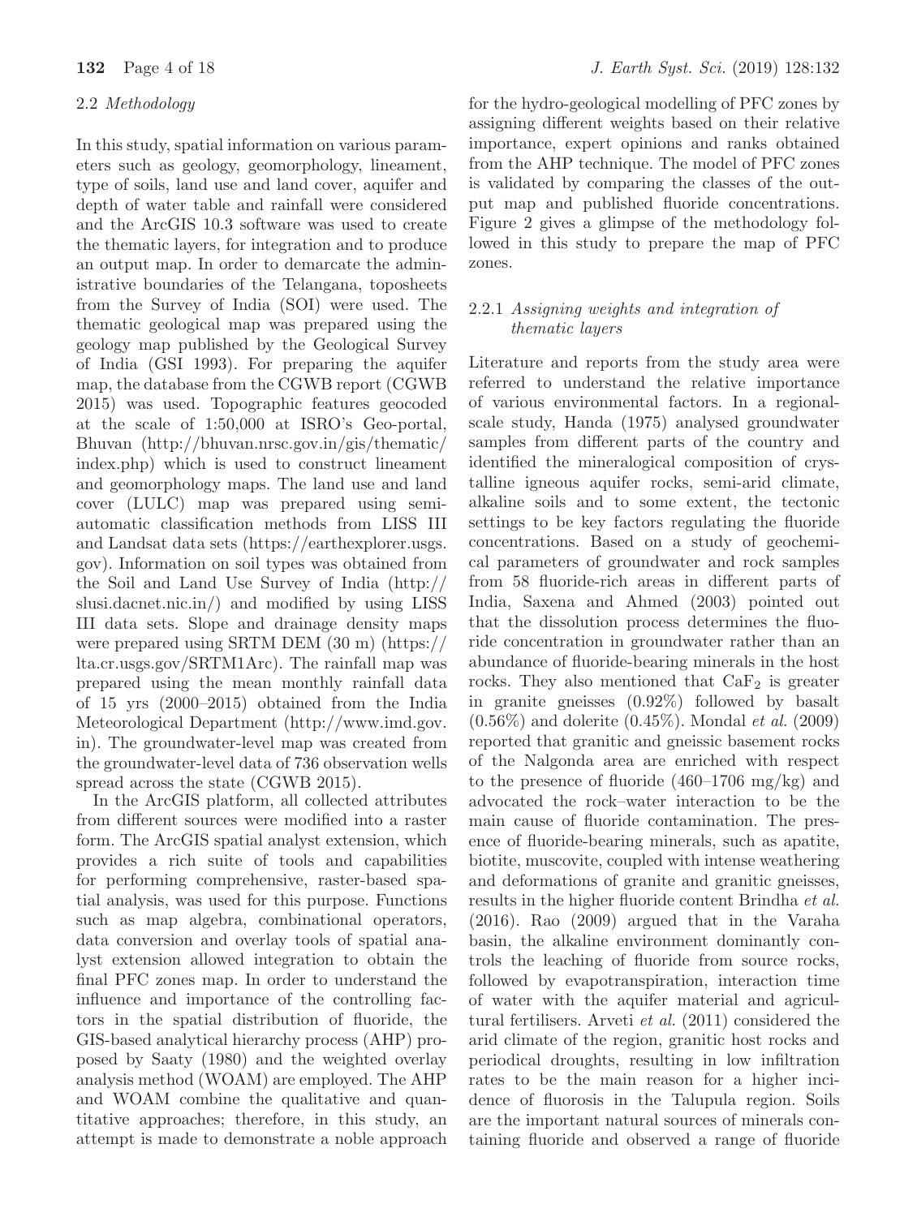### 2.2 *Methodology*

In this study, spatial information on various parameters such as geology, geomorphology, lineament, type of soils, land use and land cover, aquifer and depth of water table and rainfall were considered and the ArcGIS 10.3 software was used to create the thematic layers, for integration and to produce an output map. In order to demarcate the administrative boundaries of the Telangana, toposheets from the Survey of India (SOI) were used. The thematic geological map was prepared using the geology map published by the Geological Survey of India (GSI 1993). For preparing the aquifer map, the database from the CGWB report (CGWB 2015) was used. Topographic features geocoded at the scale of 1:50,000 at ISRO's Geo-portal, Bhuvan (http://bhuvan.nrsc.gov.in/gis/thematic/index.php) which is used to construct lineament and geomorphology maps. The land use and land cover (LULC) map was prepared using semi-automatic classification methods from LISS III and Landsat data sets (https://earthexplorer.usgs.gov). Information on soil types was obtained from the Soil and Land Use Survey of India (http://slusi.dacnet.nic.in/) and modified by using LISS III data sets. Slope and drainage density maps were prepared using SRTM DEM (30 m) (https://lta.cr.usgs.gov/SRTM1Arc). The rainfall map was prepared using the mean monthly rainfall data of 15 yrs (2000–2015) obtained from the India Meteorological Department (http://www.imd.gov.in). The groundwater-level map was created from the groundwater-level data of 736 observation wells spread across the state (CGWB 2015).

In the ArcGIS platform, all collected attributes from different sources were modified into a raster form. The ArcGIS spatial analyst extension, which provides a rich suite of tools and capabilities for performing comprehensive, raster-based spatial analysis, was used for this purpose. Functions such as map algebra, combinational operators, data conversion and overlay tools of spatial analyst extension allowed integration to obtain the final PFC zones map. In order to understand the influence and importance of the controlling factors in the spatial distribution of fluoride, the GIS-based analytical hierarchy process (AHP) proposed by Saaty (1980) and the weighted overlay analysis method (WOAM) are employed. The AHP and WOAM combine the qualitative and quantitative approaches; therefore, in this study, an attempt is made to demonstrate a noble approach for the hydro-geological modelling of PFC zones by assigning different weights based on their relative importance, expert opinions and ranks obtained from the AHP technique. The model of PFC zones is validated by comparing the classes of the output map and published fluoride concentrations. Figure 2 gives a glimpse of the methodology followed in this study to prepare the map of PFC zones.

#### 2.2.1 *Assigning weights and integration of thematic layers*

Literature and reports from the study area were referred to understand the relative importance of various environmental factors. In a regional-scale study, Handa (1975) analysed groundwater samples from different parts of the country and identified the mineralogical composition of crystalline igneous aquifer rocks, semi-arid climate, alkaline soils and to some extent, the tectonic settings to be key factors regulating the fluoride concentrations. Based on a study of geochemical parameters of groundwater and rock samples from 58 fluoride-rich areas in different parts of India, Saxena and Ahmed (2003) pointed out that the dissolution process determines the fluoride concentration in groundwater rather than an abundance of fluoride-bearing minerals in the host rocks. They also mentioned that $CaF_2$ is greater in granite gneisses (0.92%) followed by basalt (0.56%) and dolerite (0.45%). Mondal *et al.* (2009) reported that granitic and gneissic basement rocks of the Nalgonda area are enriched with respect to the presence of fluoride (460–1706 mg/kg) and advocated the rock–water interaction to be the main cause of fluoride contamination. The presence of fluoride-bearing minerals, such as apatite, biotite, muscovite, coupled with intense weathering and deformations of granite and granitic gneisses, results in the higher fluoride content Brindha *et al.* (2016). Rao (2009) argued that in the Varaha basin, the alkaline environment dominantly controls the leaching of fluoride from source rocks, followed by evapotranspiration, interaction time of water with the aquifer material and agricultural fertilisers. Arveti *et al.* (2011) considered the arid climate of the region, granitic host rocks and periodical droughts, resulting in low infiltration rates to be the main reason for a higher incidence of fluorosis in the Talupula region. Soils are the important natural sources of minerals containing fluoride and observed a range of fluoride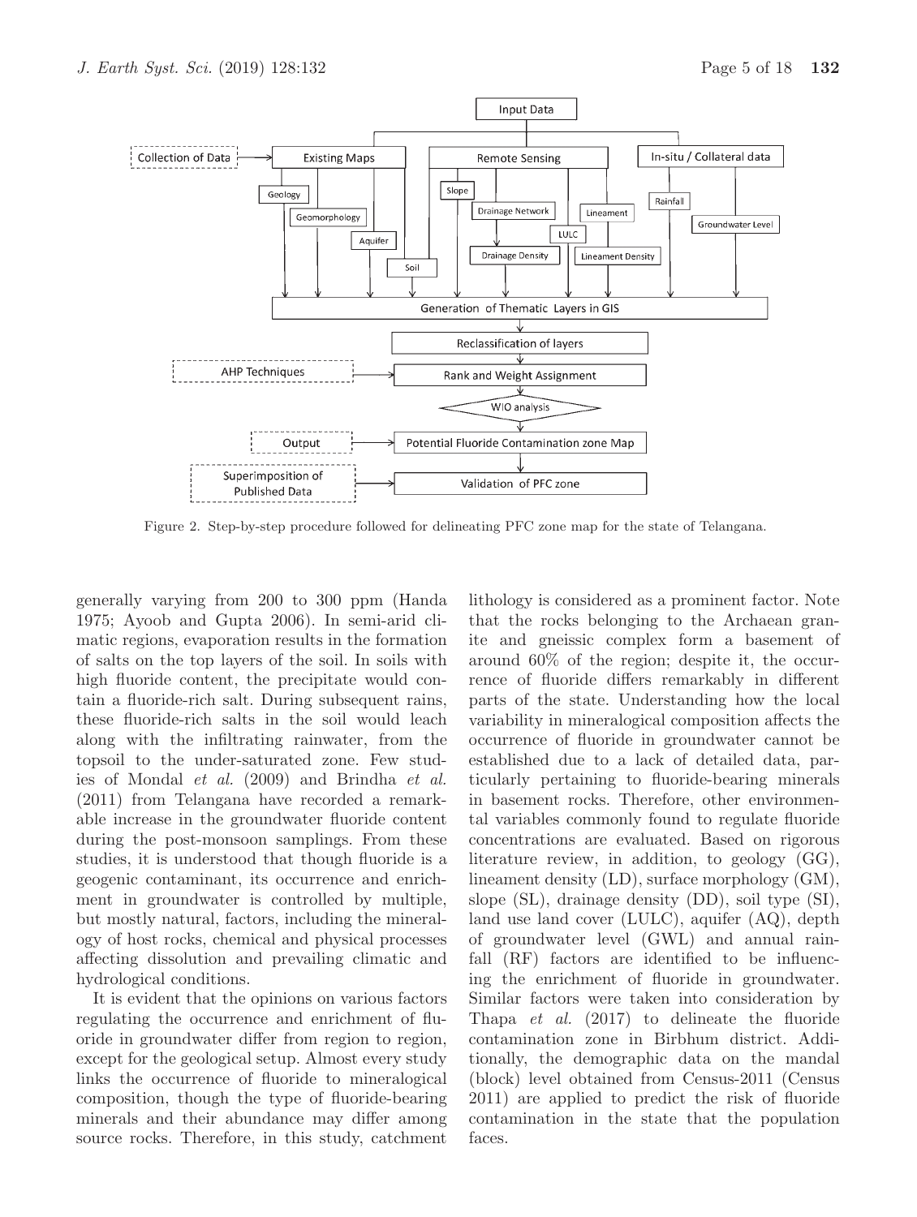Figure 2. Step-by-step procedure followed for delineating PFC zone map for the state of Telangana.

generally varying from 200 to 300 ppm (Handa 1975; Ayoob and Gupta 2006). In semi-arid climatic regions, evaporation results in the formation of salts on the top layers of the soil. In soils with high fluoride content, the precipitate would contain a fluoride-rich salt. During subsequent rains, these fluoride-rich salts in the soil would leach along with the infiltrating rainwater, from the topsoil to the under-saturated zone. Few studies of Mondal *et al.* (2009) and Brindha *et al.* (2011) from Telangana have recorded a remarkable increase in the groundwater fluoride content during the post-monsoon samplings. From these studies, it is understood that though fluoride is a geogenic contaminant, its occurrence and enrichment in groundwater is controlled by multiple, but mostly natural, factors, including the mineralogy of host rocks, chemical and physical processes affecting dissolution and prevailing climatic and hydrological conditions.

It is evident that the opinions on various factors regulating the occurrence and enrichment of fluoride in groundwater differ from region to region, except for the geological setup. Almost every study links the occurrence of fluoride to mineralogical composition, though the type of fluoride-bearing minerals and their abundance may differ among source rocks. Therefore, in this study, catchment lithology is considered as a prominent factor. Note that the rocks belonging to the Archaean granite and gneissic complex form a basement of around 60% of the region; despite it, the occurrence of fluoride differs remarkably in different parts of the state. Understanding how the local variability in mineralogical composition affects the occurrence of fluoride in groundwater cannot be established due to a lack of detailed data, particularly pertaining to fluoride-bearing minerals in basement rocks. Therefore, other environmental variables commonly found to regulate fluoride concentrations are evaluated. Based on rigorous literature review, in addition, to geology (GG), lineament density (LD), surface morphology (GM), slope (SL), drainage density (DD), soil type (SI), land use land cover (LULC), aquifer (AQ), depth of groundwater level (GWL) and annual rainfall (RF) factors are identified to be influencing the enrichment of fluoride in groundwater. Similar factors were taken into consideration by Thapa *et al.* (2017) to delineate the fluoride contamination zone in Birbhum district. Additionally, the demographic data on the mandal (block) level obtained from Census-2011 (Census 2011) are applied to predict the risk of fluoride contamination in the state that the population faces.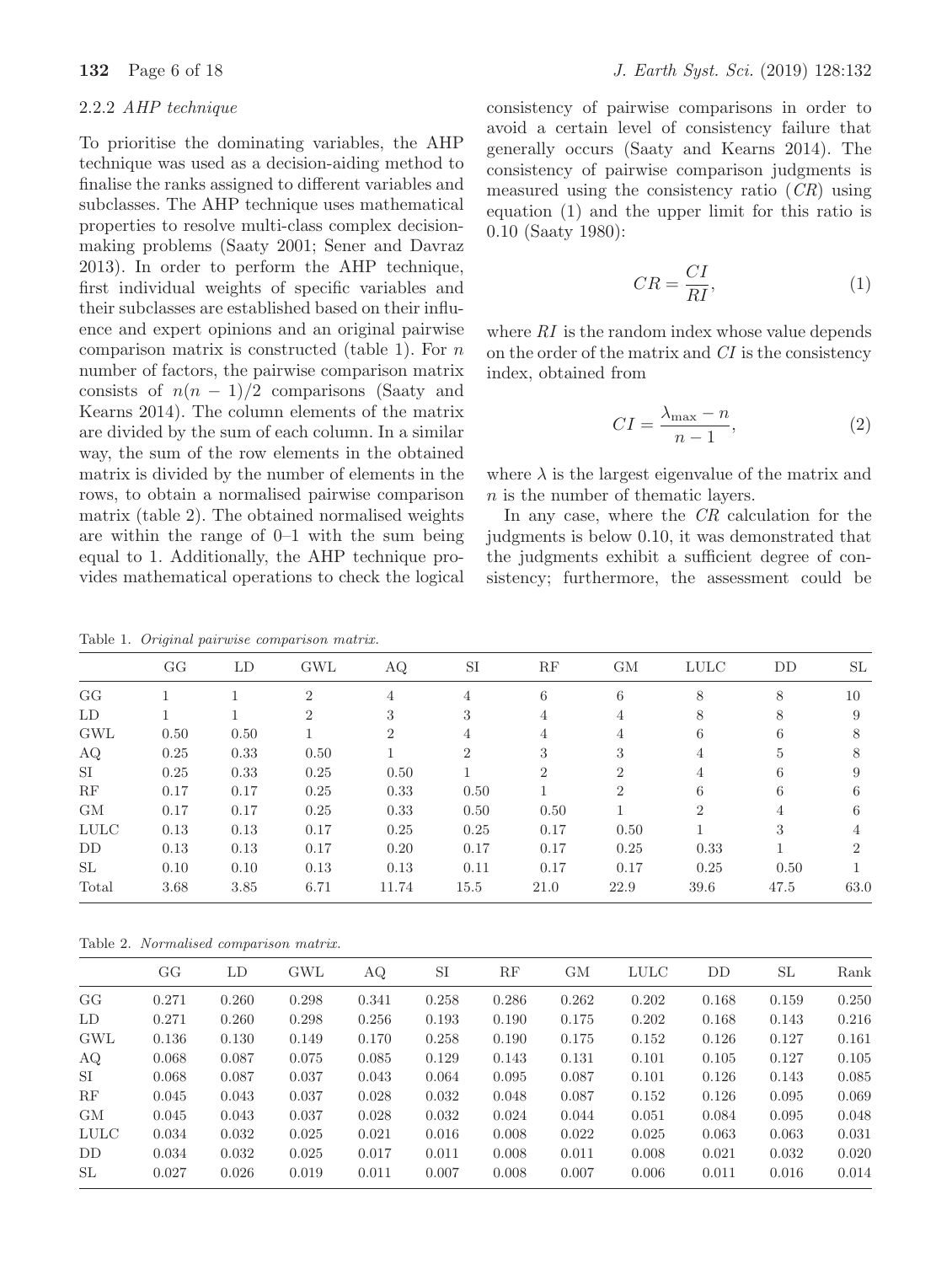### 2.2.2 *AHP technique*

To prioritise the dominating variables, the AHP technique was used as a decision-aiding method to finalise the ranks assigned to different variables and subclasses. The AHP technique uses mathematical properties to resolve multi-class complex decision-making problems (Saaty 2001; Sener and Davraz 2013). In order to perform the AHP technique, first individual weights of specific variables and their subclasses are established based on their influence and expert opinions and an original pairwise comparison matrix is constructed (table 1). For $n$ number of factors, the pairwise comparison matrix consists of $n(n-1)/2$ comparisons (Saaty and Kearns 2014). The column elements of the matrix are divided by the sum of each column. In a similar way, the sum of the row elements in the obtained matrix is divided by the number of elements in the rows, to obtain a normalised pairwise comparison matrix (table 2). The obtained normalised weights are within the range of 0–1 with the sum being equal to 1. Additionally, the AHP technique provides mathematical operations to check the logical consistency of pairwise comparisons in order to avoid a certain level of consistency failure that generally occurs (Saaty and Kearns 2014). The consistency of pairwise comparison judgments is measured using the consistency ratio ($CR$) using equation (1) and the upper limit for this ratio is 0.10 (Saaty 1980):

$$CR = \frac{CI}{RI}, \tag{1}$$

where $RI$ is the random index whose value depends on the order of the matrix and $CI$ is the consistency index, obtained from

$$CI = \frac{\lambda_{\max} - n}{n - 1}, \tag{2}$$

where $\lambda$ is the largest eigenvalue of the matrix and $n$ is the number of thematic layers.

In any case, where the $CR$ calculation for the judgments is below 0.10, it was demonstrated that the judgments exhibit a sufficient degree of consistency; furthermore, the assessment could be

Table 1. *Original pairwise comparison matrix.*

| | GG | LD | GWL | AQ | SI | RF | GM | LULC | DD | SL |
|---|---|---|---|---|---|---|---|---|---|---|
| GG | 1 | 1 | 2 | 4 | 4 | 6 | 6 | 8 | 8 | 10 |
| LD | 1 | 1 | 2 | 3 | 3 | 4 | 4 | 8 | 8 | 9 |
| GWL | 0.50 | 0.50 | 1 | 2 | 4 | 4 | 4 | 6 | 6 | 8 |
| AQ | 0.25 | 0.33 | 0.50 | 1 | 2 | 3 | 3 | 4 | 5 | 8 |
| SI | 0.25 | 0.33 | 0.25 | 0.50 | 1 | 2 | 2 | 4 | 6 | 9 |
| RF | 0.17 | 0.17 | 0.25 | 0.33 | 0.50 | 1 | 2 | 6 | 6 | 6 |
| GM | 0.17 | 0.17 | 0.25 | 0.33 | 0.50 | 0.50 | 1 | 2 | 4 | 6 |
| LULC | 0.13 | 0.13 | 0.17 | 0.25 | 0.25 | 0.17 | 0.50 | 1 | 3 | 4 |
| DD | 0.13 | 0.13 | 0.17 | 0.20 | 0.17 | 0.17 | 0.25 | 0.33 | 1 | 2 |
| SL | 0.10 | 0.10 | 0.13 | 0.13 | 0.11 | 0.17 | 0.17 | 0.25 | 0.50 | 1 |
| Total | 3.68 | 3.85 | 6.71 | 11.74 | 15.5 | 21.0 | 22.9 | 39.6 | 47.5 | 63.0 |

Table 2. *Normalised comparison matrix.*

| | GG | LD | GWL | AQ | SI | RF | GM | LULC | DD | SL | Rank |
|---|---|---|---|---|---|---|---|---|---|---|---|
| GG | 0.271 | 0.260 | 0.298 | 0.341 | 0.258 | 0.286 | 0.262 | 0.202 | 0.168 | 0.159 | 0.250 |
| LD | 0.271 | 0.260 | 0.298 | 0.256 | 0.193 | 0.190 | 0.175 | 0.202 | 0.168 | 0.143 | 0.216 |
| GWL | 0.136 | 0.130 | 0.149 | 0.170 | 0.258 | 0.190 | 0.175 | 0.152 | 0.126 | 0.127 | 0.161 |
| AQ | 0.068 | 0.087 | 0.075 | 0.085 | 0.129 | 0.143 | 0.131 | 0.101 | 0.105 | 0.127 | 0.105 |
| SI | 0.068 | 0.087 | 0.037 | 0.043 | 0.064 | 0.095 | 0.087 | 0.101 | 0.126 | 0.143 | 0.085 |
| RF | 0.045 | 0.043 | 0.037 | 0.028 | 0.032 | 0.048 | 0.087 | 0.152 | 0.126 | 0.095 | 0.069 |
| GM | 0.045 | 0.043 | 0.037 | 0.028 | 0.032 | 0.024 | 0.044 | 0.051 | 0.084 | 0.095 | 0.048 |
| LULC | 0.034 | 0.032 | 0.025 | 0.021 | 0.016 | 0.008 | 0.022 | 0.025 | 0.063 | 0.063 | 0.031 |
| DD | 0.034 | 0.032 | 0.025 | 0.017 | 0.011 | 0.008 | 0.011 | 0.008 | 0.021 | 0.032 | 0.020 |
| SL | 0.027 | 0.026 | 0.019 | 0.011 | 0.007 | 0.008 | 0.007 | 0.006 | 0.011 | 0.016 | 0.014 |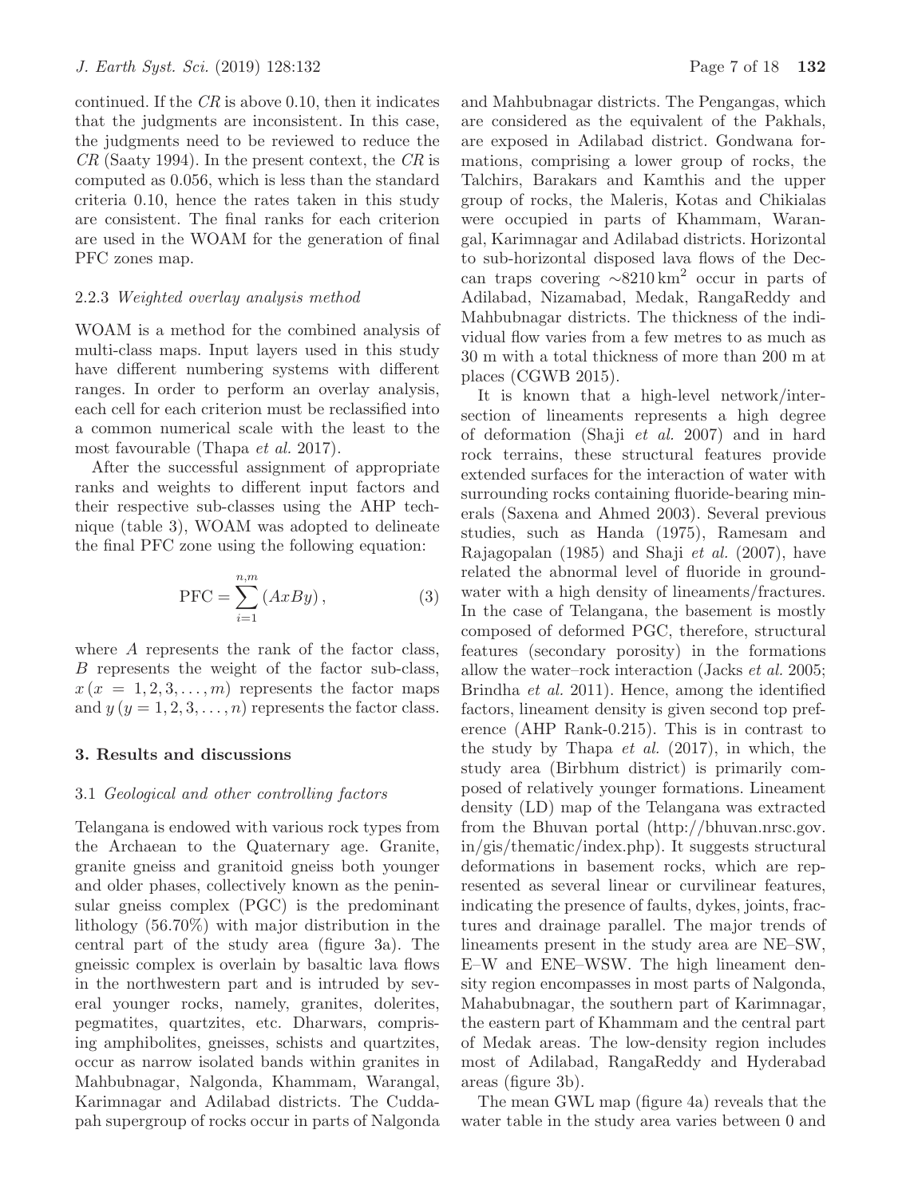continued. If the $CR$ is above 0.10, then it indicates that the judgments are inconsistent. In this case, the judgments need to be reviewed to reduce the $CR$ (Saaty 1994). In the present context, the $CR$ is computed as 0.056, which is less than the standard criteria 0.10, hence the rates taken in this study are consistent. The final ranks for each criterion are used in the WOAM for the generation of final PFC zones map.

#### 2.2.3 *Weighted overlay analysis method*

WOAM is a method for the combined analysis of multi-class maps. Input layers used in this study have different numbering systems with different ranges. In order to perform an overlay analysis, each cell for each criterion must be reclassified into a common numerical scale with the least to the most favourable (Thapa *et al.* 2017).

After the successful assignment of appropriate ranks and weights to different input factors and their respective sub-classes using the AHP technique (table 3), WOAM was adopted to delineate the final PFC zone using the following equation:

$$\mathrm{PFC} = \sum_{i=1}^{n,m} (AxBy), \tag{3}$$

where $A$ represents the rank of the factor class, $B$ represents the weight of the factor sub-class, $x\,(x = 1, 2, 3, \ldots, m)$ represents the factor maps and $y\,(y = 1, 2, 3, \ldots, n)$ represents the factor class.

## 3. Results and discussions

### 3.1 *Geological and other controlling factors*

Telangana is endowed with various rock types from the Archaean to the Quaternary age. Granite, granite gneiss and granitoid gneiss both younger and older phases, collectively known as the peninsular gneiss complex (PGC) is the predominant lithology (56.70%) with major distribution in the central part of the study area (figure 3a). The gneissic complex is overlain by basaltic lava flows in the northwestern part and is intruded by several younger rocks, namely, granites, dolerites, pegmatites, quartzites, etc. Dharwars, comprising amphibolites, gneisses, schists and quartzites, occur as narrow isolated bands within granites in Mahbubnagar, Nalgonda, Khammam, Warangal, Karimnagar and Adilabad districts. The Cuddapah supergroup of rocks occur in parts of Nalgonda and Mahbubnagar districts. The Pengangas, which are considered as the equivalent of the Pakhals, are exposed in Adilabad district. Gondwana formations, comprising a lower group of rocks, the Talchirs, Barakars and Kamthis and the upper group of rocks, the Maleris, Kotas and Chikialas were occupied in parts of Khammam, Warangal, Karimnagar and Adilabad districts. Horizontal to sub-horizontal disposed lava flows of the Deccan traps covering $\sim$8210 km$^2$ occur in parts of Adilabad, Nizamabad, Medak, RangaReddy and Mahbubnagar districts. The thickness of the individual flow varies from a few metres to as much as 30 m with a total thickness of more than 200 m at places (CGWB 2015).

It is known that a high-level network/intersection of lineaments represents a high degree of deformation (Shaji *et al.* 2007) and in hard rock terrains, these structural features provide extended surfaces for the interaction of water with surrounding rocks containing fluoride-bearing minerals (Saxena and Ahmed 2003). Several previous studies, such as Handa (1975), Ramesam and Rajagopalan (1985) and Shaji *et al.* (2007), have related the abnormal level of fluoride in groundwater with a high density of lineaments/fractures. In the case of Telangana, the basement is mostly composed of deformed PGC, therefore, structural features (secondary porosity) in the formations allow the water–rock interaction (Jacks *et al.* 2005; Brindha *et al.* 2011). Hence, among the identified factors, lineament density is given second top preference (AHP Rank-0.215). This is in contrast to the study by Thapa *et al.* (2017), in which, the study area (Birbhum district) is primarily composed of relatively younger formations. Lineament density (LD) map of the Telangana was extracted from the Bhuvan portal (http://bhuvan.nrsc.gov.in/gis/thematic/index.php). It suggests structural deformations in basement rocks, which are represented as several linear or curvilinear features, indicating the presence of faults, dykes, joints, fractures and drainage parallel. The major trends of lineaments present in the study area are NE–SW, E–W and ENE–WSW. The high lineament density region encompasses in most parts of Nalgonda, Mahabubnagar, the southern part of Karimnagar, the eastern part of Khammam and the central part of Medak areas. The low-density region includes most of Adilabad, RangaReddy and Hyderabad areas (figure 3b).

The mean GWL map (figure 4a) reveals that the water table in the study area varies between 0 and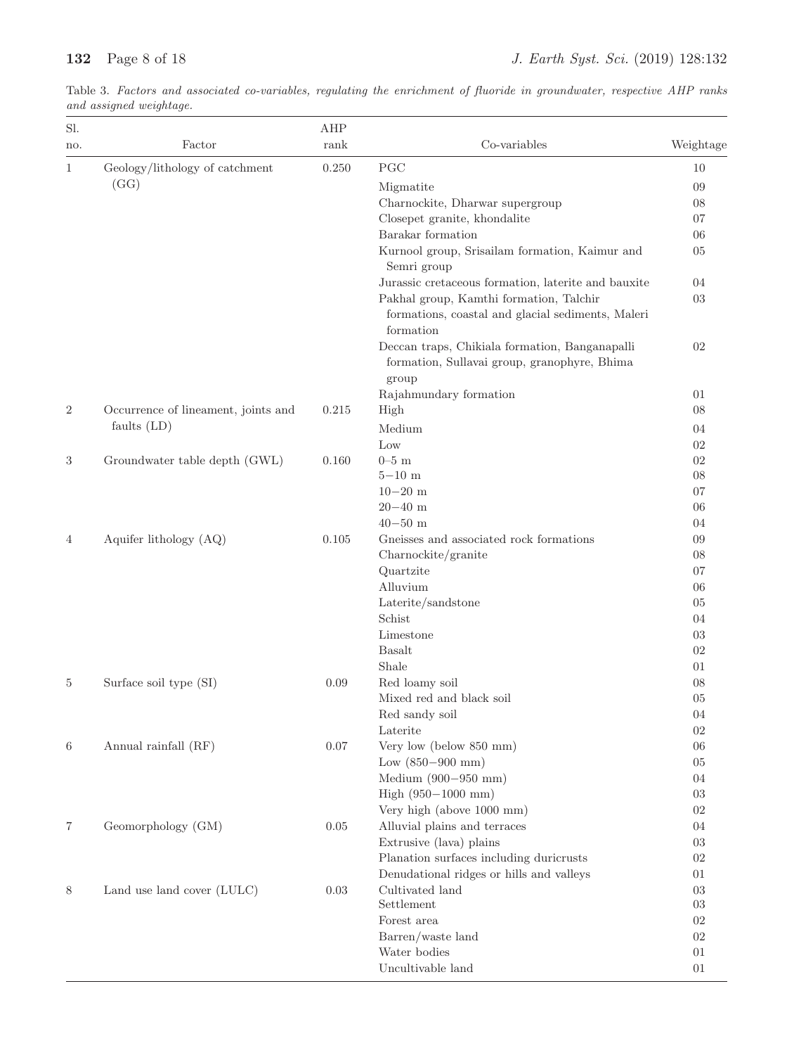Table 3. *Factors and associated co-variables, regulating the enrichment of fluoride in groundwater, respective AHP ranks and assigned weightage.*

| Sl. no. | Factor | AHP rank | Co-variables | Weightage |
|---|---|---|---|---|
| 1 | Geology/lithology of catchment (GG) | 0.250 | PGC | 10 |
| | | | Migmatite | 09 |
| | | | Charnockite, Dharwar supergroup | 08 |
| | | | Closepet granite, khondalite | 07 |
| | | | Barakar formation | 06 |
| | | | Kurnool group, Srisailam formation, Kaimur and Semri group | 05 |
| | | | Jurassic cretaceous formation, laterite and bauxite | 04 |
| | | | Pakhal group, Kamthi formation, Talchir formations, coastal and glacial sediments, Maleri formation | 03 |
| | | | Deccan traps, Chikiala formation, Banganapalli formation, Sullavai group, granophyre, Bhima group | 02 |
| | | | Rajahmundary formation | 01 |
| 2 | Occurrence of lineament, joints and faults (LD) | 0.215 | High | 08 |
| | | | Medium | 04 |
| | | | Low | 02 |
| 3 | Groundwater table depth (GWL) | 0.160 | 0–5 m | 02 |
| | | | 5−10 m | 08 |
| | | | 10−20 m | 07 |
| | | | 20−40 m | 06 |
| | | | 40−50 m | 04 |
| 4 | Aquifer lithology (AQ) | 0.105 | Gneisses and associated rock formations | 09 |
| | | | Charnockite/granite | 08 |
| | | | Quartzite | 07 |
| | | | Alluvium | 06 |
| | | | Laterite/sandstone | 05 |
| | | | Schist | 04 |
| | | | Limestone | 03 |
| | | | Basalt | 02 |
| | | | Shale | 01 |
| 5 | Surface soil type (SI) | 0.09 | Red loamy soil | 08 |
| | | | Mixed red and black soil | 05 |
| | | | Red sandy soil | 04 |
| | | | Laterite | 02 |
| 6 | Annual rainfall (RF) | 0.07 | Very low (below 850 mm) | 06 |
| | | | Low (850−900 mm) | 05 |
| | | | Medium (900−950 mm) | 04 |
| | | | High (950−1000 mm) | 03 |
| | | | Very high (above 1000 mm) | 02 |
| 7 | Geomorphology (GM) | 0.05 | Alluvial plains and terraces | 04 |
| | | | Extrusive (lava) plains | 03 |
| | | | Planation surfaces including duricrusts | 02 |
| | | | Denudational ridges or hills and valleys | 01 |
| 8 | Land use land cover (LULC) | 0.03 | Cultivated land | 03 |
| | | | Settlement | 03 |
| | | | Forest area | 02 |
| | | | Barren/waste land | 02 |
| | | | Water bodies | 01 |
| | | | Uncultivable land | 01 |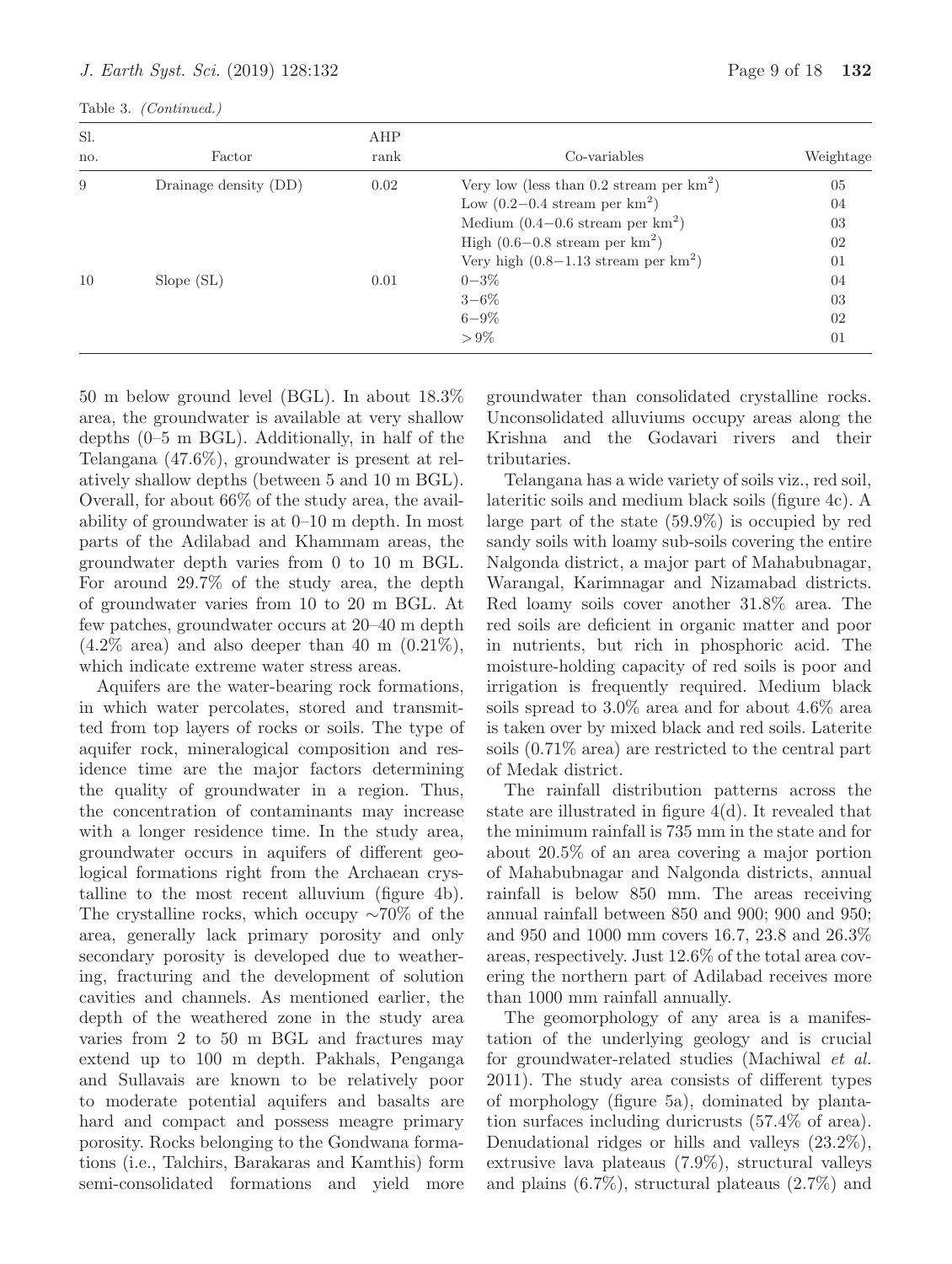Table 3. *(Continued.)*

| Sl. no. | Factor | AHP rank | Co-variables | Weightage |
|---|---|---|---|---|
| 9 | Drainage density (DD) | 0.02 | Very low (less than 0.2 stream per km$^2$) | 05 |
| | | | Low (0.2−0.4 stream per km$^2$) | 04 |
| | | | Medium (0.4−0.6 stream per km$^2$) | 03 |
| | | | High (0.6−0.8 stream per km$^2$) | 02 |
| | | | Very high (0.8−1.13 stream per km$^2$) | 01 |
| 10 | Slope (SL) | 0.01 | 0−3% | 04 |
| | | | 3−6% | 03 |
| | | | 6−9% | 02 |
| | | | >9% | 01 |

50 m below ground level (BGL). In about 18.3% area, the groundwater is available at very shallow depths (0–5 m BGL). Additionally, in half of the Telangana (47.6%), groundwater is present at relatively shallow depths (between 5 and 10 m BGL). Overall, for about 66% of the study area, the availability of groundwater is at 0–10 m depth. In most parts of the Adilabad and Khammam areas, the groundwater depth varies from 0 to 10 m BGL. For around 29.7% of the study area, the depth of groundwater varies from 10 to 20 m BGL. At few patches, groundwater occurs at 20–40 m depth (4.2% area) and also deeper than 40 m (0.21%), which indicate extreme water stress areas.

Aquifers are the water-bearing rock formations, in which water percolates, stored and transmitted from top layers of rocks or soils. The type of aquifer rock, mineralogical composition and residence time are the major factors determining the quality of groundwater in a region. Thus, the concentration of contaminants may increase with a longer residence time. In the study area, groundwater occurs in aquifers of different geological formations right from the Archaean crystalline to the most recent alluvium (figure 4b). The crystalline rocks, which occupy ∼70% of the area, generally lack primary porosity and only secondary porosity is developed due to weathering, fracturing and the development of solution cavities and channels. As mentioned earlier, the depth of the weathered zone in the study area varies from 2 to 50 m BGL and fractures may extend up to 100 m depth. Pakhals, Penganga and Sullavais are known to be relatively poor to moderate potential aquifers and basalts are hard and compact and possess meagre primary porosity. Rocks belonging to the Gondwana formations (i.e., Talchirs, Barakaras and Kamthis) form semi-consolidated formations and yield more groundwater than consolidated crystalline rocks. Unconsolidated alluviums occupy areas along the Krishna and the Godavari rivers and their tributaries.

Telangana has a wide variety of soils viz., red soil, lateritic soils and medium black soils (figure 4c). A large part of the state (59.9%) is occupied by red sandy soils with loamy sub-soils covering the entire Nalgonda district, a major part of Mahabubnagar, Warangal, Karimnagar and Nizamabad districts. Red loamy soils cover another 31.8% area. The red soils are deficient in organic matter and poor in nutrients, but rich in phosphoric acid. The moisture-holding capacity of red soils is poor and irrigation is frequently required. Medium black soils spread to 3.0% area and for about 4.6% area is taken over by mixed black and red soils. Laterite soils (0.71% area) are restricted to the central part of Medak district.

The rainfall distribution patterns across the state are illustrated in figure 4(d). It revealed that the minimum rainfall is 735 mm in the state and for about 20.5% of an area covering a major portion of Mahabubnagar and Nalgonda districts, annual rainfall is below 850 mm. The areas receiving annual rainfall between 850 and 900; 900 and 950; and 950 and 1000 mm covers 16.7, 23.8 and 26.3% areas, respectively. Just 12.6% of the total area covering the northern part of Adilabad receives more than 1000 mm rainfall annually.

The geomorphology of any area is a manifestation of the underlying geology and is crucial for groundwater-related studies (Machiwal *et al.* 2011). The study area consists of different types of morphology (figure 5a), dominated by plantation surfaces including duricrusts (57.4% of area). Denudational ridges or hills and valleys (23.2%), extrusive lava plateaus (7.9%), structural valleys and plains (6.7%), structural plateaus (2.7%) and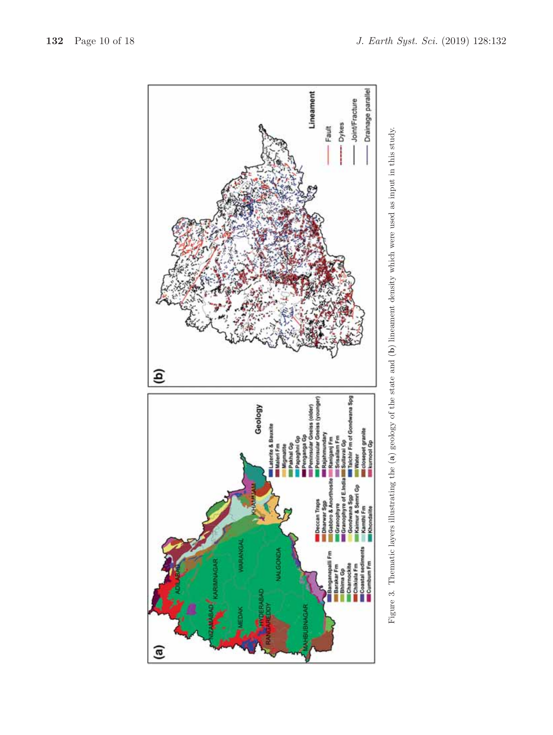Figure 3. Thematic layers illustrating the (**a**) geology of the state and (**b**) lineament density which were used as input in this study.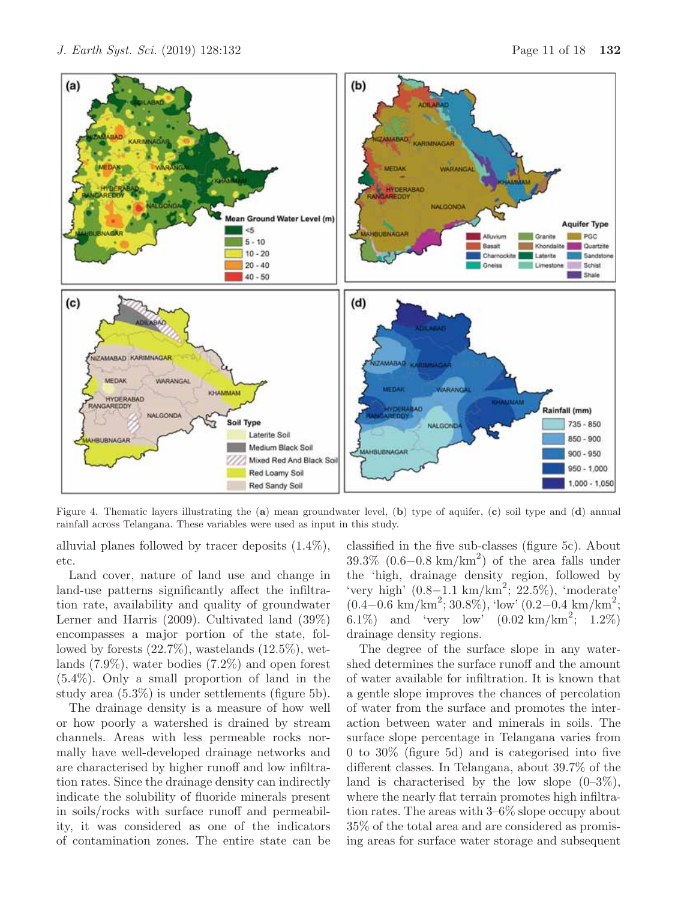Figure 4. Thematic layers illustrating the (**a**) mean groundwater level, (**b**) type of aquifer, (**c**) soil type and (**d**) annual rainfall across Telangana. These variables were used as input in this study.

alluvial planes followed by tracer deposits (1.4%), etc.

Land cover, nature of land use and change in land-use patterns significantly affect the infiltration rate, availability and quality of groundwater Lerner and Harris (2009). Cultivated land (39%) encompasses a major portion of the state, followed by forests (22.7%), wastelands (12.5%), wetlands (7.9%), water bodies (7.2%) and open forest (5.4%). Only a small proportion of land in the study area (5.3%) is under settlements (figure 5b).

The drainage density is a measure of how well or how poorly a watershed is drained by stream channels. Areas with less permeable rocks normally have well-developed drainage networks and are characterised by higher runoff and low infiltration rates. Since the drainage density can indirectly indicate the solubility of fluoride minerals present in soils/rocks with surface runoff and permeability, it was considered as one of the indicators of contamination zones. The entire state can be classified in the five sub-classes (figure 5c). About 39.3% (0.6−0.8 $km/km^2$) of the area falls under the 'high, drainage density region, followed by 'very high' (0.8−1.1 $km/km^2$; 22.5%), 'moderate' (0.4−0.6 $km/km^2$; 30.8%), 'low' (0.2−0.4 $km/km^2$; 6.1%) and 'very low' (0.02 $km/km^2$; 1.2%) drainage density regions.

The degree of the surface slope in any watershed determines the surface runoff and the amount of water available for infiltration. It is known that a gentle slope improves the chances of percolation of water from the surface and promotes the interaction between water and minerals in soils. The surface slope percentage in Telangana varies from 0 to 30% (figure 5d) and is categorised into five different classes. In Telangana, about 39.7% of the land is characterised by the low slope (0–3%), where the nearly flat terrain promotes high infiltration rates. The areas with 3–6% slope occupy about 35% of the total area and are considered as promising areas for surface water storage and subsequent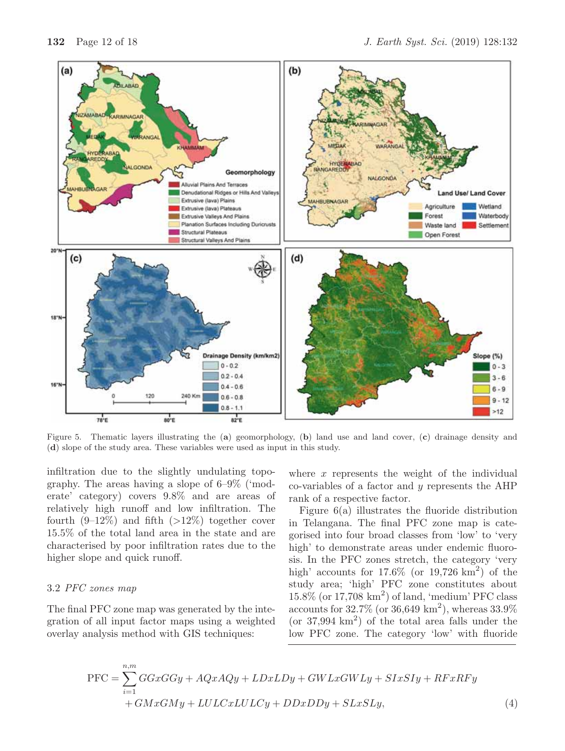Figure 5. Thematic layers illustrating the (**a**) geomorphology, (**b**) land use and land cover, (**c**) drainage density and (**d**) slope of the study area. These variables were used as input in this study.

infiltration due to the slightly undulating topography. The areas having a slope of 6–9% ('moderate' category) covers 9.8% and are areas of relatively high runoff and low infiltration. The fourth (9–12%) and fifth (>12%) together cover 15.5% of the total land area in the state and are characterised by poor infiltration rates due to the higher slope and quick runoff.

### 3.2 *PFC zones map*

The final PFC zone map was generated by the integration of all input factor maps using a weighted overlay analysis method with GIS techniques:

$$\mathrm{PFC} = \sum_{i=1}^{n,m} GGxGGy + AQxAQy + LDxLDy + GWLxGWLy + SIxSIy + RFxRFy + GMxGMy + LULCxLULCy + DDxDDy + SLxSLy, \quad (4)$$

where $x$ represents the weight of the individual co-variables of a factor and $y$ represents the AHP rank of a respective factor.

Figure 6(a) illustrates the fluoride distribution in Telangana. The final PFC zone map is categorised into four broad classes from 'low' to 'very high' to demonstrate areas under endemic fluorosis. In the PFC zones stretch, the category 'very high' accounts for 17.6% (or 19,726 $\mathrm{km}^2$) of the study area; 'high' PFC zone constitutes about 15.8% (or 17,708 $\mathrm{km}^2$) of land, 'medium' PFC class accounts for 32.7% (or 36,649 $\mathrm{km}^2$), whereas 33.9% (or 37,994 $\mathrm{km}^2$) of the total area falls under the low PFC zone. The category 'low' with fluoride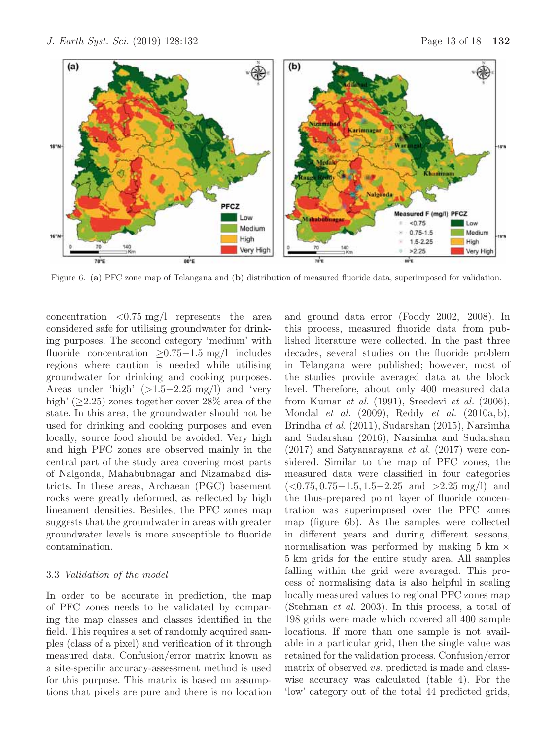Figure 6. (**a**) PFC zone map of Telangana and (**b**) distribution of measured fluoride data, superimposed for validation.

concentration <0.75 mg/l represents the area considered safe for utilising groundwater for drinking purposes. The second category 'medium' with fluoride concentration ≥0.75−1.5 mg/l includes regions where caution is needed while utilising groundwater for drinking and cooking purposes. Areas under 'high' (>1.5−2.25 mg/l) and 'very high' (≥2.25) zones together cover 28% area of the state. In this area, the groundwater should not be used for drinking and cooking purposes and even locally, source food should be avoided. Very high and high PFC zones are observed mainly in the central part of the study area covering most parts of Nalgonda, Mahabubnagar and Nizamabad districts. In these areas, Archaean (PGC) basement rocks were greatly deformed, as reflected by high lineament densities. Besides, the PFC zones map suggests that the groundwater in areas with greater groundwater levels is more susceptible to fluoride contamination.

### 3.3 *Validation of the model*

In order to be accurate in prediction, the map of PFC zones needs to be validated by comparing the map classes and classes identified in the field. This requires a set of randomly acquired samples (class of a pixel) and verification of it through measured data. Confusion/error matrix known as a site-specific accuracy-assessment method is used for this purpose. This matrix is based on assumptions that pixels are pure and there is no location and ground data error (Foody 2002, 2008). In this process, measured fluoride data from published literature were collected. In the past three decades, several studies on the fluoride problem in Telangana were published; however, most of the studies provide averaged data at the block level. Therefore, about only 400 measured data from Kumar *et al.* (1991), Sreedevi *et al.* (2006), Mondal *et al.* (2009), Reddy *et al.* (2010a, b), Brindha *et al.* (2011), Sudarshan (2015), Narsimha and Sudarshan (2016), Narsimha and Sudarshan (2017) and Satyanarayana *et al.* (2017) were considered. Similar to the map of PFC zones, the measured data were classified in four categories (<0.75, 0.75−1.5, 1.5−2.25 and >2.25 mg/l) and the thus-prepared point layer of fluoride concentration was superimposed over the PFC zones map (figure 6b). As the samples were collected in different years and during different seasons, normalisation was performed by making 5 km × 5 km grids for the entire study area. All samples falling within the grid were averaged. This process of normalising data is also helpful in scaling locally measured values to regional PFC zones map (Stehman *et al.* 2003). In this process, a total of 198 grids were made which covered all 400 sample locations. If more than one sample is not available in a particular grid, then the single value was retained for the validation process. Confusion/error matrix of observed *vs.* predicted is made and class-wise accuracy was calculated (table 4). For the 'low' category out of the total 44 predicted grids,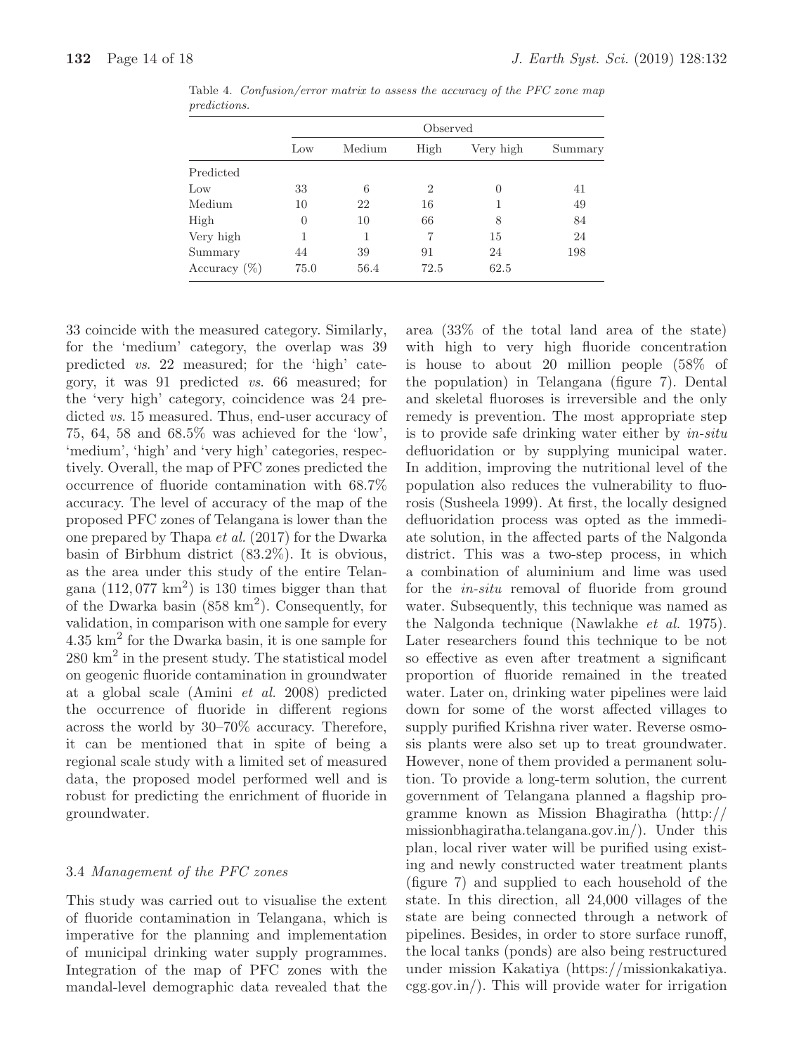Table 4. *Confusion/error matrix to assess the accuracy of the PFC zone map predictions.*

| | Observed | | | | |
|---|---|---|---|---|---|
| | Low | Medium | High | Very high | Summary |
| Predicted | | | | | |
| Low | 33 | 6 | 2 | 0 | 41 |
| Medium | 10 | 22 | 16 | 1 | 49 |
| High | 0 | 10 | 66 | 8 | 84 |
| Very high | 1 | 1 | 7 | 15 | 24 |
| Summary | 44 | 39 | 91 | 24 | 198 |
| Accuracy (%) | 75.0 | 56.4 | 72.5 | 62.5 | |

33 coincide with the measured category. Similarly, for the 'medium' category, the overlap was 39 predicted *vs.* 22 measured; for the 'high' category, it was 91 predicted *vs.* 66 measured; for the 'very high' category, coincidence was 24 predicted *vs.* 15 measured. Thus, end-user accuracy of 75, 64, 58 and 68.5% was achieved for the 'low', 'medium', 'high' and 'very high' categories, respectively. Overall, the map of PFC zones predicted the occurrence of fluoride contamination with 68.7% accuracy. The level of accuracy of the map of the proposed PFC zones of Telangana is lower than the one prepared by Thapa *et al.* (2017) for the Dwarka basin of Birbhum district (83.2%). It is obvious, as the area under this study of the entire Telangana (112, 077 $km^2$) is 130 times bigger than that of the Dwarka basin (858 $km^2$). Consequently, for validation, in comparison with one sample for every 4.35 $km^2$ for the Dwarka basin, it is one sample for 280 $km^2$ in the present study. The statistical model on geogenic fluoride contamination in groundwater at a global scale (Amini *et al.* 2008) predicted the occurrence of fluoride in different regions across the world by 30–70% accuracy. Therefore, it can be mentioned that in spite of being a regional scale study with a limited set of measured data, the proposed model performed well and is robust for predicting the enrichment of fluoride in groundwater.

### 3.4 *Management of the PFC zones*

This study was carried out to visualise the extent of fluoride contamination in Telangana, which is imperative for the planning and implementation of municipal drinking water supply programmes. Integration of the map of PFC zones with the mandal-level demographic data revealed that the area (33% of the total land area of the state) with high to very high fluoride concentration is house to about 20 million people (58% of the population) in Telangana (figure 7). Dental and skeletal fluoroses is irreversible and the only remedy is prevention. The most appropriate step is to provide safe drinking water either by *in-situ* defluoridation or by supplying municipal water. In addition, improving the nutritional level of the population also reduces the vulnerability to fluorosis (Susheela 1999). At first, the locally designed defluoridation process was opted as the immediate solution, in the affected parts of the Nalgonda district. This was a two-step process, in which a combination of aluminium and lime was used for the *in-situ* removal of fluoride from ground water. Subsequently, this technique was named as the Nalgonda technique (Nawlakhe *et al.* 1975). Later researchers found this technique to be not so effective as even after treatment a significant proportion of fluoride remained in the treated water. Later on, drinking water pipelines were laid down for some of the worst affected villages to supply purified Krishna river water. Reverse osmosis plants were also set up to treat groundwater. However, none of them provided a permanent solution. To provide a long-term solution, the current government of Telangana planned a flagship programme known as Mission Bhagiratha (http://missionbhagiratha.telangana.gov.in/). Under this plan, local river water will be purified using existing and newly constructed water treatment plants (figure 7) and supplied to each household of the state. In this direction, all 24,000 villages of the state are being connected through a network of pipelines. Besides, in order to store surface runoff, the local tanks (ponds) are also being restructured under mission Kakatiya (https://missionkakatiya.cgg.gov.in/). This will provide water for irrigation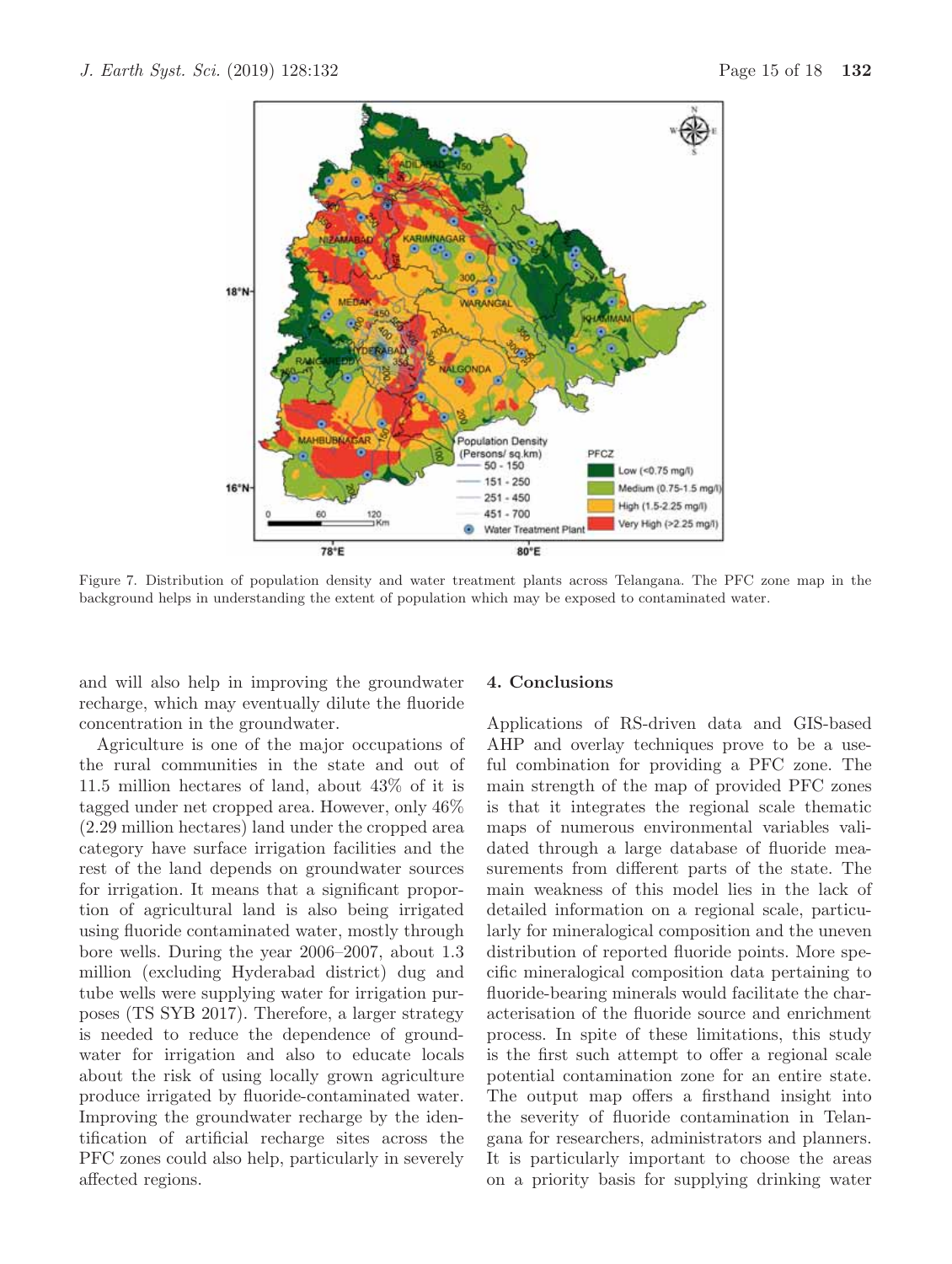Figure 7. Distribution of population density and water treatment plants across Telangana. The PFC zone map in the background helps in understanding the extent of population which may be exposed to contaminated water.

and will also help in improving the groundwater recharge, which may eventually dilute the fluoride concentration in the groundwater.

Agriculture is one of the major occupations of the rural communities in the state and out of 11.5 million hectares of land, about 43% of it is tagged under net cropped area. However, only 46% (2.29 million hectares) land under the cropped area category have surface irrigation facilities and the rest of the land depends on groundwater sources for irrigation. It means that a significant proportion of agricultural land is also being irrigated using fluoride contaminated water, mostly through bore wells. During the year 2006–2007, about 1.3 million (excluding Hyderabad district) dug and tube wells were supplying water for irrigation purposes (TS SYB 2017). Therefore, a larger strategy is needed to reduce the dependence of groundwater for irrigation and also to educate locals about the risk of using locally grown agriculture produce irrigated by fluoride-contaminated water. Improving the groundwater recharge by the identification of artificial recharge sites across the PFC zones could also help, particularly in severely affected regions.

## 4. Conclusions

Applications of RS-driven data and GIS-based AHP and overlay techniques prove to be a useful combination for providing a PFC zone. The main strength of the map of provided PFC zones is that it integrates the regional scale thematic maps of numerous environmental variables validated through a large database of fluoride measurements from different parts of the state. The main weakness of this model lies in the lack of detailed information on a regional scale, particularly for mineralogical composition and the uneven distribution of reported fluoride points. More specific mineralogical composition data pertaining to fluoride-bearing minerals would facilitate the characterisation of the fluoride source and enrichment process. In spite of these limitations, this study is the first such attempt to offer a regional scale potential contamination zone for an entire state. The output map offers a firsthand insight into the severity of fluoride contamination in Telangana for researchers, administrators and planners. It is particularly important to choose the areas on a priority basis for supplying drinking water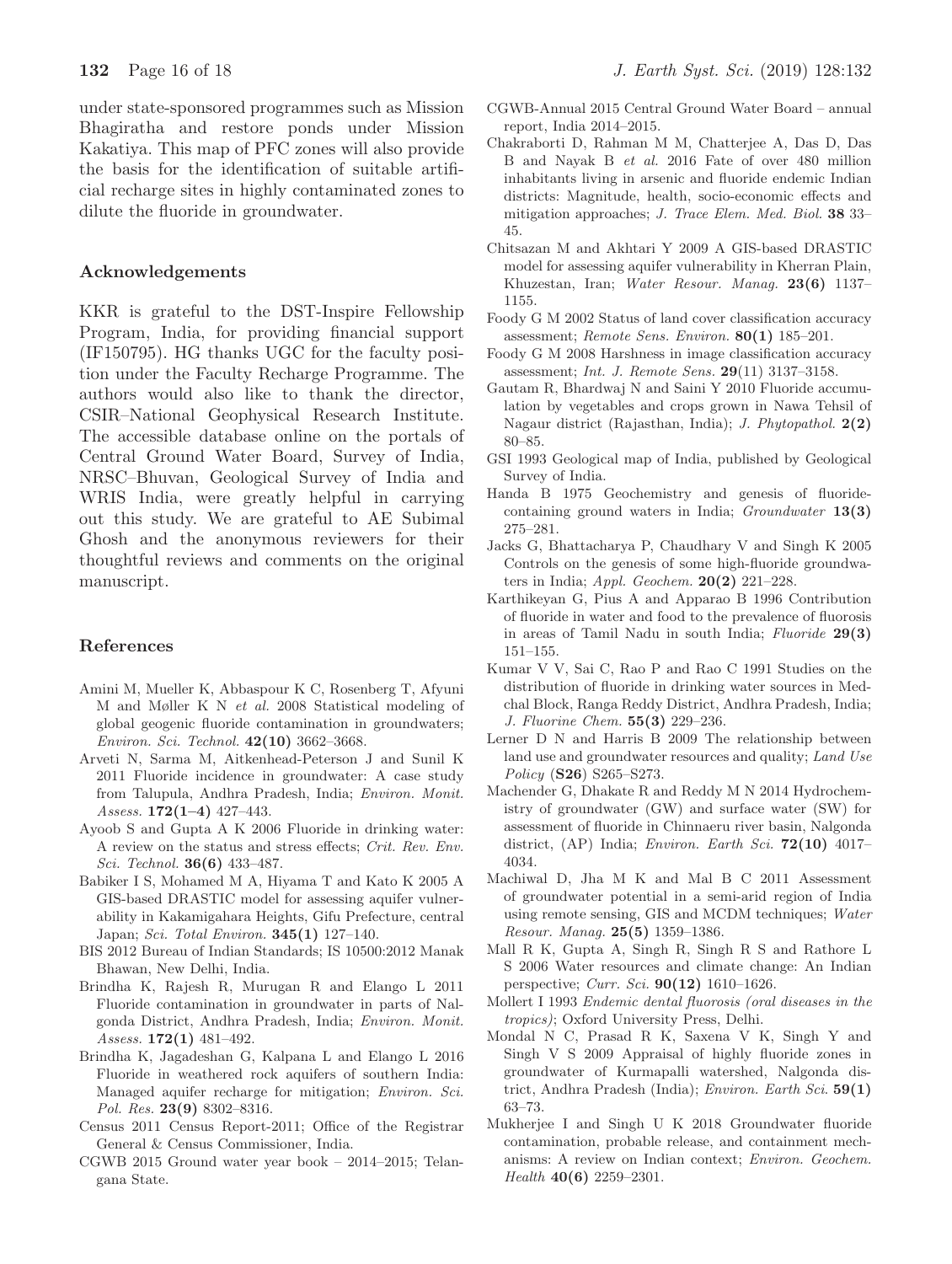under state-sponsored programmes such as Mission Bhagiratha and restore ponds under Mission Kakatiya. This map of PFC zones will also provide the basis for the identification of suitable artificial recharge sites in highly contaminated zones to dilute the fluoride in groundwater.

## Acknowledgements

KKR is grateful to the DST-Inspire Fellowship Program, India, for providing financial support (IF150795). HG thanks UGC for the faculty position under the Faculty Recharge Programme. The authors would also like to thank the director, CSIR–National Geophysical Research Institute. The accessible database online on the portals of Central Ground Water Board, Survey of India, NRSC–Bhuvan, Geological Survey of India and WRIS India, were greatly helpful in carrying out this study. We are grateful to AE Subimal Ghosh and the anonymous reviewers for their thoughtful reviews and comments on the original manuscript.

## References

Amini M, Mueller K, Abbaspour K C, Rosenberg T, Afyuni M and Møller K N *et al.* 2008 Statistical modeling of global geogenic fluoride contamination in groundwaters; *Environ. Sci. Technol.* **42(10)** 3662–3668.

Arveti N, Sarma M, Aitkenhead-Peterson J and Sunil K 2011 Fluoride incidence in groundwater: A case study from Talupula, Andhra Pradesh, India; *Environ. Monit. Assess.* **172(1–4)** 427–443.

Ayoob S and Gupta A K 2006 Fluoride in drinking water: A review on the status and stress effects; *Crit. Rev. Env. Sci. Technol.* **36(6)** 433–487.

Babiker I S, Mohamed M A, Hiyama T and Kato K 2005 A GIS-based DRASTIC model for assessing aquifer vulnerability in Kakamigahara Heights, Gifu Prefecture, central Japan; *Sci. Total Environ.* **345(1)** 127–140.

BIS 2012 Bureau of Indian Standards; IS 10500:2012 Manak Bhawan, New Delhi, India.

Brindha K, Rajesh R, Murugan R and Elango L 2011 Fluoride contamination in groundwater in parts of Nalgonda District, Andhra Pradesh, India; *Environ. Monit. Assess.* **172(1)** 481–492.

Brindha K, Jagadeshan G, Kalpana L and Elango L 2016 Fluoride in weathered rock aquifers of southern India: Managed aquifer recharge for mitigation; *Environ. Sci. Pol. Res.* **23(9)** 8302–8316.

Census 2011 Census Report-2011; Office of the Registrar General & Census Commissioner, India.

CGWB 2015 Ground water year book – 2014–2015; Telangana State.

CGWB-Annual 2015 Central Ground Water Board – annual report, India 2014–2015.

Chakraborti D, Rahman M M, Chatterjee A, Das D, Das B and Nayak B *et al.* 2016 Fate of over 480 million inhabitants living in arsenic and fluoride endemic Indian districts: Magnitude, health, socio-economic effects and mitigation approaches; *J. Trace Elem. Med. Biol.* **38** 33–45.

Chitsazan M and Akhtari Y 2009 A GIS-based DRASTIC model for assessing aquifer vulnerability in Kherran Plain, Khuzestan, Iran; *Water Resour. Manag.* **23(6)** 1137–1155.

Foody G M 2002 Status of land cover classification accuracy assessment; *Remote Sens. Environ.* **80(1)** 185–201.

Foody G M 2008 Harshness in image classification accuracy assessment; *Int. J. Remote Sens.* **29**(11) 3137–3158.

Gautam R, Bhardwaj N and Saini Y 2010 Fluoride accumulation by vegetables and crops grown in Nawa Tehsil of Nagaur district (Rajasthan, India); *J. Phytopathol.* **2(2)** 80–85.

GSI 1993 Geological map of India, published by Geological Survey of India.

Handa B 1975 Geochemistry and genesis of fluoride-containing ground waters in India; *Groundwater* **13(3)** 275–281.

Jacks G, Bhattacharya P, Chaudhary V and Singh K 2005 Controls on the genesis of some high-fluoride groundwaters in India; *Appl. Geochem.* **20(2)** 221–228.

Karthikeyan G, Pius A and Apparao B 1996 Contribution of fluoride in water and food to the prevalence of fluorosis in areas of Tamil Nadu in south India; *Fluoride* **29(3)** 151–155.

Kumar V V, Sai C, Rao P and Rao C 1991 Studies on the distribution of fluoride in drinking water sources in Medchal Block, Ranga Reddy District, Andhra Pradesh, India; *J. Fluorine Chem.* **55(3)** 229–236.

Lerner D N and Harris B 2009 The relationship between land use and groundwater resources and quality; *Land Use Policy* (**S26**) S265–S273.

Machender G, Dhakate R and Reddy M N 2014 Hydrochemistry of groundwater (GW) and surface water (SW) for assessment of fluoride in Chinnaeru river basin, Nalgonda district, (AP) India; *Environ. Earth Sci.* **72(10)** 4017–4034.

Machiwal D, Jha M K and Mal B C 2011 Assessment of groundwater potential in a semi-arid region of India using remote sensing, GIS and MCDM techniques; *Water Resour. Manag.* **25(5)** 1359–1386.

Mall R K, Gupta A, Singh R, Singh R S and Rathore L S 2006 Water resources and climate change: An Indian perspective; *Curr. Sci.* **90(12)** 1610–1626.

Mollert I 1993 *Endemic dental fluorosis (oral diseases in the tropics)*; Oxford University Press, Delhi.

Mondal N C, Prasad R K, Saxena V K, Singh Y and Singh V S 2009 Appraisal of highly fluoride zones in groundwater of Kurmapalli watershed, Nalgonda district, Andhra Pradesh (India); *Environ. Earth Sci.* **59(1)** 63–73.

Mukherjee I and Singh U K 2018 Groundwater fluoride contamination, probable release, and containment mechanisms: A review on Indian context; *Environ. Geochem. Health* **40(6)** 2259–2301.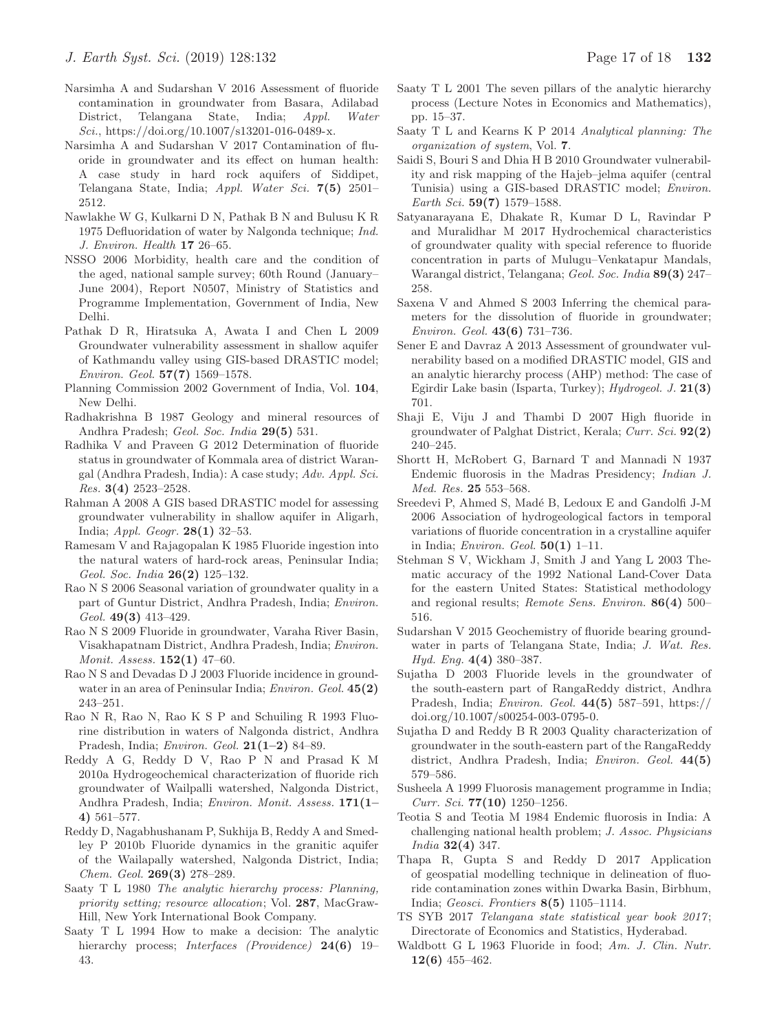Narsimha A and Sudarshan V 2016 Assessment of fluoride contamination in groundwater from Basara, Adilabad District, Telangana State, India; *Appl. Water Sci.*, https://doi.org/10.1007/s13201-016-0489-x.

Narsimha A and Sudarshan V 2017 Contamination of fluoride in groundwater and its effect on human health: A case study in hard rock aquifers of Siddipet, Telangana State, India; *Appl. Water Sci.* **7(5)** 2501–2512.

Nawlakhe W G, Kulkarni D N, Pathak B N and Bulusu K R 1975 Defluoridation of water by Nalgonda technique; *Ind. J. Environ. Health* **17** 26–65.

NSSO 2006 Morbidity, health care and the condition of the aged, national sample survey; 60th Round (January–June 2004), Report N0507, Ministry of Statistics and Programme Implementation, Government of India, New Delhi.

Pathak D R, Hiratsuka A, Awata I and Chen L 2009 Groundwater vulnerability assessment in shallow aquifer of Kathmandu valley using GIS-based DRASTIC model; *Environ. Geol.* **57(7)** 1569–1578.

Planning Commission 2002 Government of India, Vol. **104**, New Delhi.

Radhakrishna B 1987 Geology and mineral resources of Andhra Pradesh; *Geol. Soc. India* **29(5)** 531.

Radhika V and Praveen G 2012 Determination of fluoride status in groundwater of Kommala area of district Warangal (Andhra Pradesh, India): A case study; *Adv. Appl. Sci. Res.* **3(4)** 2523–2528.

Rahman A 2008 A GIS based DRASTIC model for assessing groundwater vulnerability in shallow aquifer in Aligarh, India; *Appl. Geogr.* **28(1)** 32–53.

Ramesam V and Rajagopalan K 1985 Fluoride ingestion into the natural waters of hard-rock areas, Peninsular India; *Geol. Soc. India* **26(2)** 125–132.

Rao N S 2006 Seasonal variation of groundwater quality in a part of Guntur District, Andhra Pradesh, India; *Environ. Geol.* **49(3)** 413–429.

Rao N S 2009 Fluoride in groundwater, Varaha River Basin, Visakhapatnam District, Andhra Pradesh, India; *Environ. Monit. Assess.* **152(1)** 47–60.

Rao N S and Devadas D J 2003 Fluoride incidence in groundwater in an area of Peninsular India; *Environ. Geol.* **45(2)** 243–251.

Rao N R, Rao N, Rao K S P and Schuiling R 1993 Fluorine distribution in waters of Nalgonda district, Andhra Pradesh, India; *Environ. Geol.* **21(1–2)** 84–89.

Reddy A G, Reddy D V, Rao P N and Prasad K M 2010a Hydrogeochemical characterization of fluoride rich groundwater of Wailpalli watershed, Nalgonda District, Andhra Pradesh, India; *Environ. Monit. Assess.* **171(1–4)** 561–577.

Reddy D, Nagabhushanam P, Sukhija B, Reddy A and Smedley P 2010b Fluoride dynamics in the granitic aquifer of the Wailapally watershed, Nalgonda District, India; *Chem. Geol.* **269(3)** 278–289.

Saaty T L 1980 *The analytic hierarchy process: Planning, priority setting; resource allocation*; Vol. **287**, MacGraw-Hill, New York International Book Company.

Saaty T L 1994 How to make a decision: The analytic hierarchy process; *Interfaces (Providence)* **24(6)** 19–43.

Saaty T L 2001 The seven pillars of the analytic hierarchy process (Lecture Notes in Economics and Mathematics), pp. 15–37.

Saaty T L and Kearns K P 2014 *Analytical planning: The organization of system*, Vol. **7**.

Saidi S, Bouri S and Dhia H B 2010 Groundwater vulnerability and risk mapping of the Hajeb–jelma aquifer (central Tunisia) using a GIS-based DRASTIC model; *Environ. Earth Sci.* **59(7)** 1579–1588.

Satyanarayana E, Dhakate R, Kumar D L, Ravindar P and Muralidhar M 2017 Hydrochemical characteristics of groundwater quality with special reference to fluoride concentration in parts of Mulugu–Venkatapur Mandals, Warangal district, Telangana; *Geol. Soc. India* **89(3)** 247–258.

Saxena V and Ahmed S 2003 Inferring the chemical parameters for the dissolution of fluoride in groundwater; *Environ. Geol.* **43(6)** 731–736.

Sener E and Davraz A 2013 Assessment of groundwater vulnerability based on a modified DRASTIC model, GIS and an analytic hierarchy process (AHP) method: The case of Egirdir Lake basin (Isparta, Turkey); *Hydrogeol. J.* **21(3)** 701.

Shaji E, Viju J and Thambi D 2007 High fluoride in groundwater of Palghat District, Kerala; *Curr. Sci.* **92(2)** 240–245.

Shortt H, McRobert G, Barnard T and Mannadi N 1937 Endemic fluorosis in the Madras Presidency; *Indian J. Med. Res.* **25** 553–568.

Sreedevi P, Ahmed S, Madé B, Ledoux E and Gandolfi J-M 2006 Association of hydrogeological factors in temporal variations of fluoride concentration in a crystalline aquifer in India; *Environ. Geol.* **50(1)** 1–11.

Stehman S V, Wickham J, Smith J and Yang L 2003 Thematic accuracy of the 1992 National Land-Cover Data for the eastern United States: Statistical methodology and regional results; *Remote Sens. Environ.* **86(4)** 500–516.

Sudarshan V 2015 Geochemistry of fluoride bearing groundwater in parts of Telangana State, India; *J. Wat. Res. Hyd. Eng.* **4(4)** 380–387.

Sujatha D 2003 Fluoride levels in the groundwater of the south-eastern part of RangaReddy district, Andhra Pradesh, India; *Environ. Geol.* **44(5)** 587–591, https://doi.org/10.1007/s00254-003-0795-0.

Sujatha D and Reddy B R 2003 Quality characterization of groundwater in the south-eastern part of the RangaReddy district, Andhra Pradesh, India; *Environ. Geol.* **44(5)** 579–586.

Susheela A 1999 Fluorosis management programme in India; *Curr. Sci.* **77(10)** 1250–1256.

Teotia S and Teotia M 1984 Endemic fluorosis in India: A challenging national health problem; *J. Assoc. Physicians India* **32(4)** 347.

Thapa R, Gupta S and Reddy D 2017 Application of geospatial modelling technique in delineation of fluoride contamination zones within Dwarka Basin, Birbhum, India; *Geosci. Frontiers* **8(5)** 1105–1114.

TS SYB 2017 *Telangana state statistical year book 2017*; Directorate of Economics and Statistics, Hyderabad.

Waldbott G L 1963 Fluoride in food; *Am. J. Clin. Nutr.* **12(6)** 455–462.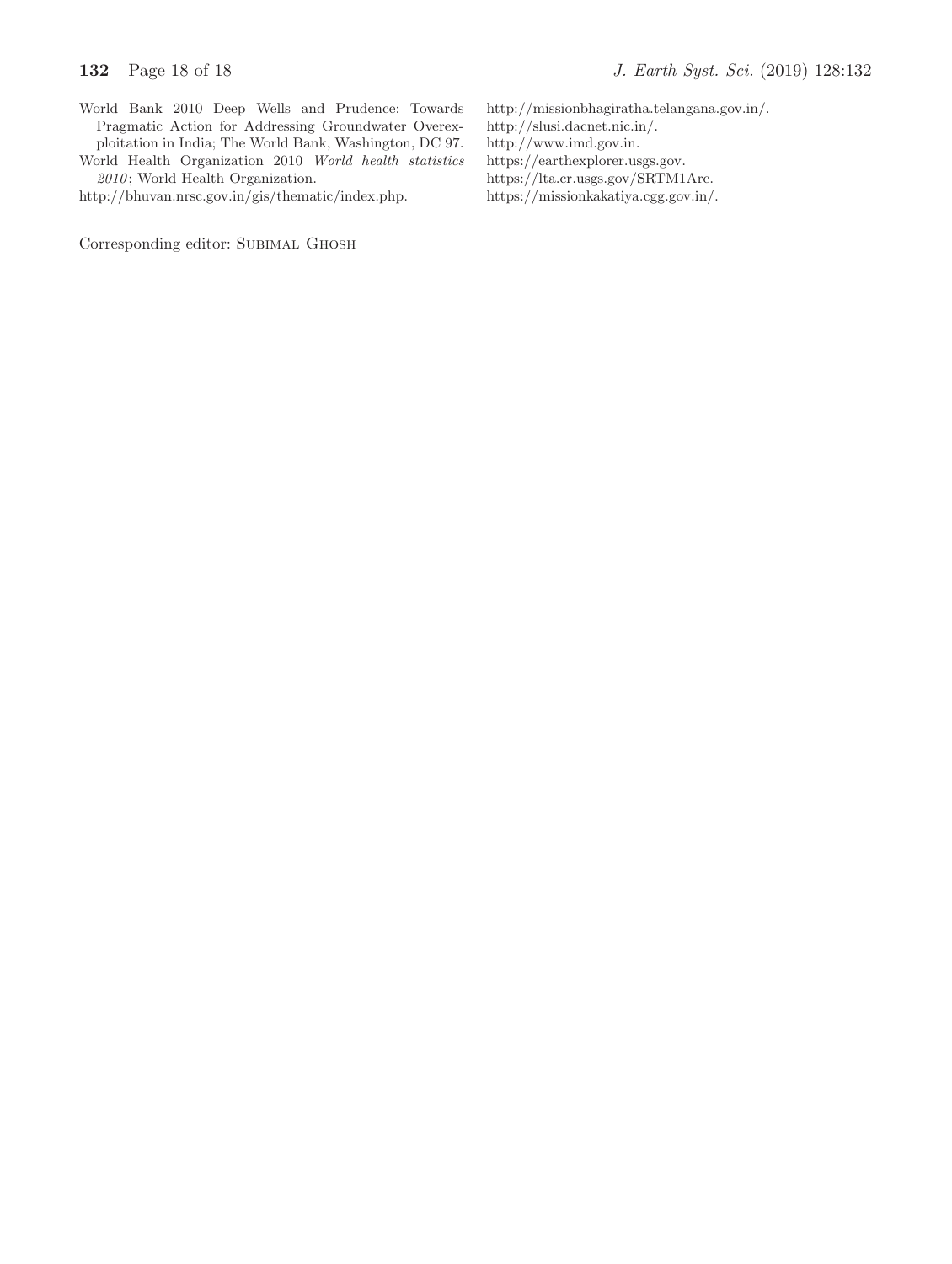World Bank 2010 Deep Wells and Prudence: Towards Pragmatic Action for Addressing Groundwater Overexploitation in India; The World Bank, Washington, DC 97.

World Health Organization 2010 *World health statistics 2010*; World Health Organization.

http://bhuvan.nrsc.gov.in/gis/thematic/index.php.

http://missionbhagiratha.telangana.gov.in/.

http://slusi.dacnet.nic.in/.

http://www.imd.gov.in.

https://earthexplorer.usgs.gov.

https://lta.cr.usgs.gov/SRTM1Arc.

https://missionkakatiya.cgg.gov.in/.

Corresponding editor: Subimal Ghosh